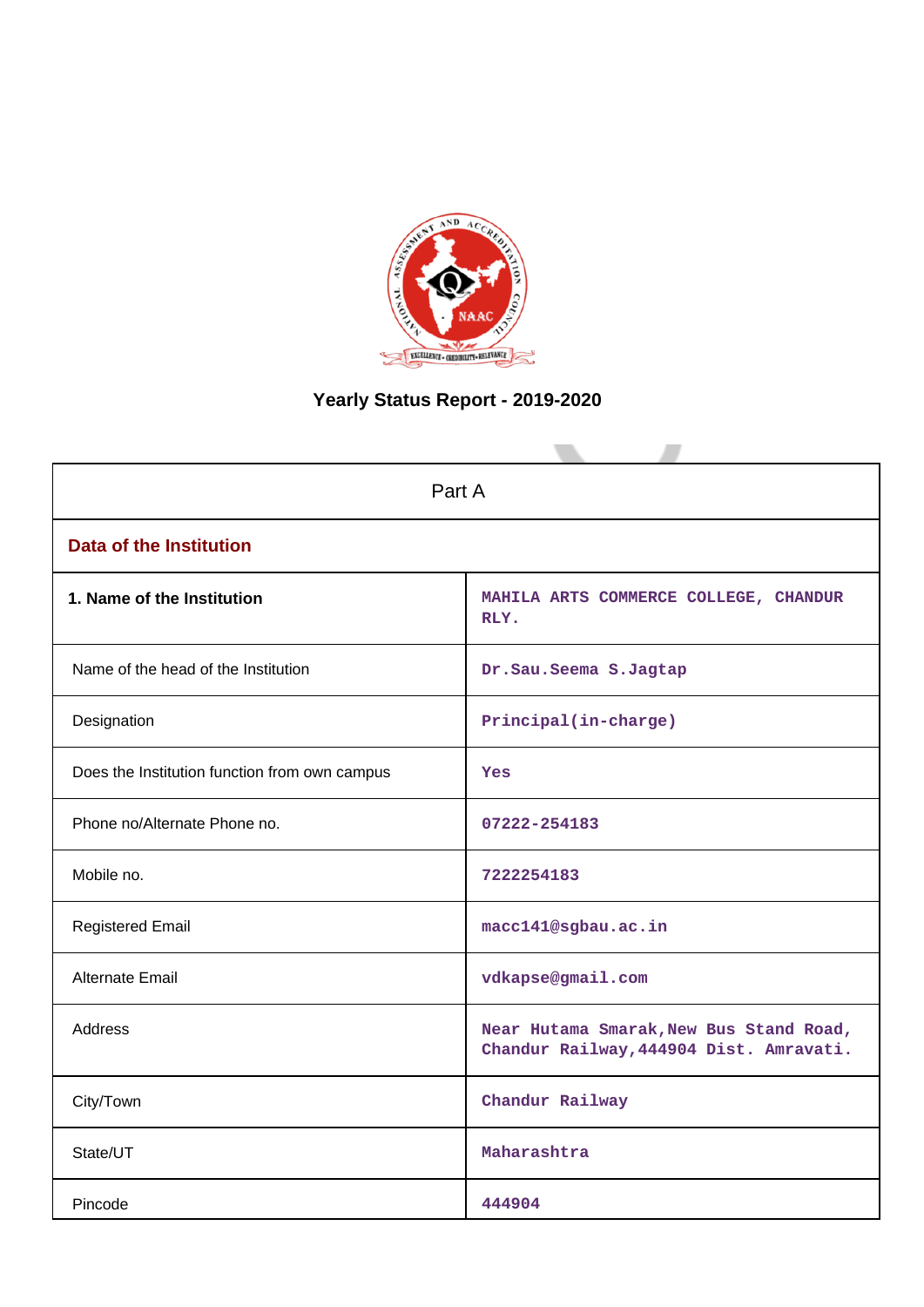# Yearly Status Report - 2019-2020

| Part A | |
|---|---|
| **Data of the Institution** | |
| **1. Name of the Institution** | MAHILA ARTS COMMERCE COLLEGE, CHANDUR RLY. |
| Name of the head of the Institution | Dr.Sau.Seema S.Jagtap |
| Designation | Principal(in-charge) |
| Does the Institution function from own campus | Yes |
| Phone no/Alternate Phone no. | 07222-254183 |
| Mobile no. | 7222254183 |
| Registered Email | macc141@sgbau.ac.in |
| Alternate Email | vdkapse@gmail.com |
| Address | Near Hutama Smarak,New Bus Stand Road, Chandur Railway,444904 Dist. Amravati. |
| City/Town | Chandur Railway |
| State/UT | Maharashtra |
| Pincode | 444904 |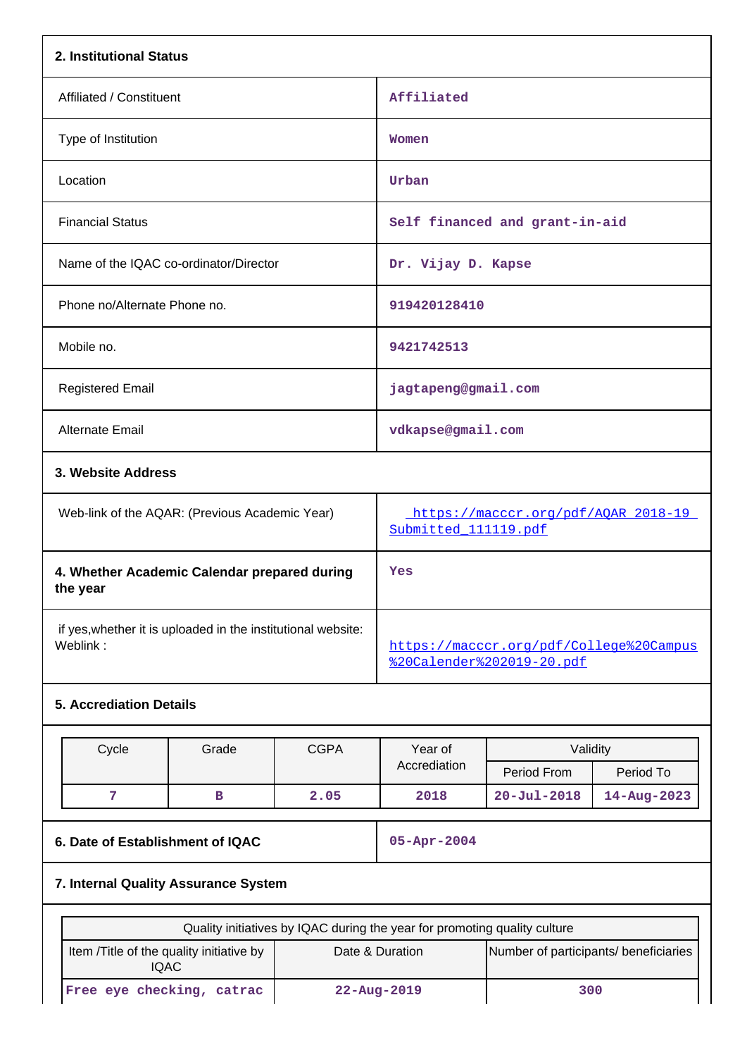## 2. Institutional Status

| | |
|---|---|
| Affiliated / Constituent | Affiliated |
| Type of Institution | Women |
| Location | Urban |
| Financial Status | Self financed and grant-in-aid |
| Name of the IQAC co-ordinator/Director | Dr. Vijay D. Kapse |
| Phone no/Alternate Phone no. | 919420128410 |
| Mobile no. | 9421742513 |
| Registered Email | jagtapeng@gmail.com |
| Alternate Email | vdkapse@gmail.com |

## 3. Website Address

| | |
|---|---|
| Web-link of the AQAR: (Previous Academic Year) | https://macccr.org/pdf/AQAR 2018-19 Submitted_111119.pdf |
| **4. Whether Academic Calendar prepared during the year** | Yes |
| if yes,whether it is uploaded in the institutional website: Weblink : | https://macccr.org/pdf/College%20Campus%20Calender%202019-20.pdf |

## 5. Accrediation Details

| Cycle | Grade | CGPA | Year of Accrediation | Validity | |
|---|---|---|---|---|---|
| | | | | Period From | Period To |
| 7 | B | 2.05 | 2018 | 20-Jul-2018 | 14-Aug-2023 |

| | |
|---|---|
| **6. Date of Establishment of IQAC** | 05-Apr-2004 |

## 7. Internal Quality Assurance System

| Quality initiatives by IQAC during the year for promoting quality culture | | |
|---|---|---|
| Item /Title of the quality initiative by IQAC | Date & Duration | Number of participants/ beneficiaries |
| Free eye checking, catrac | 22-Aug-2019 | 300 |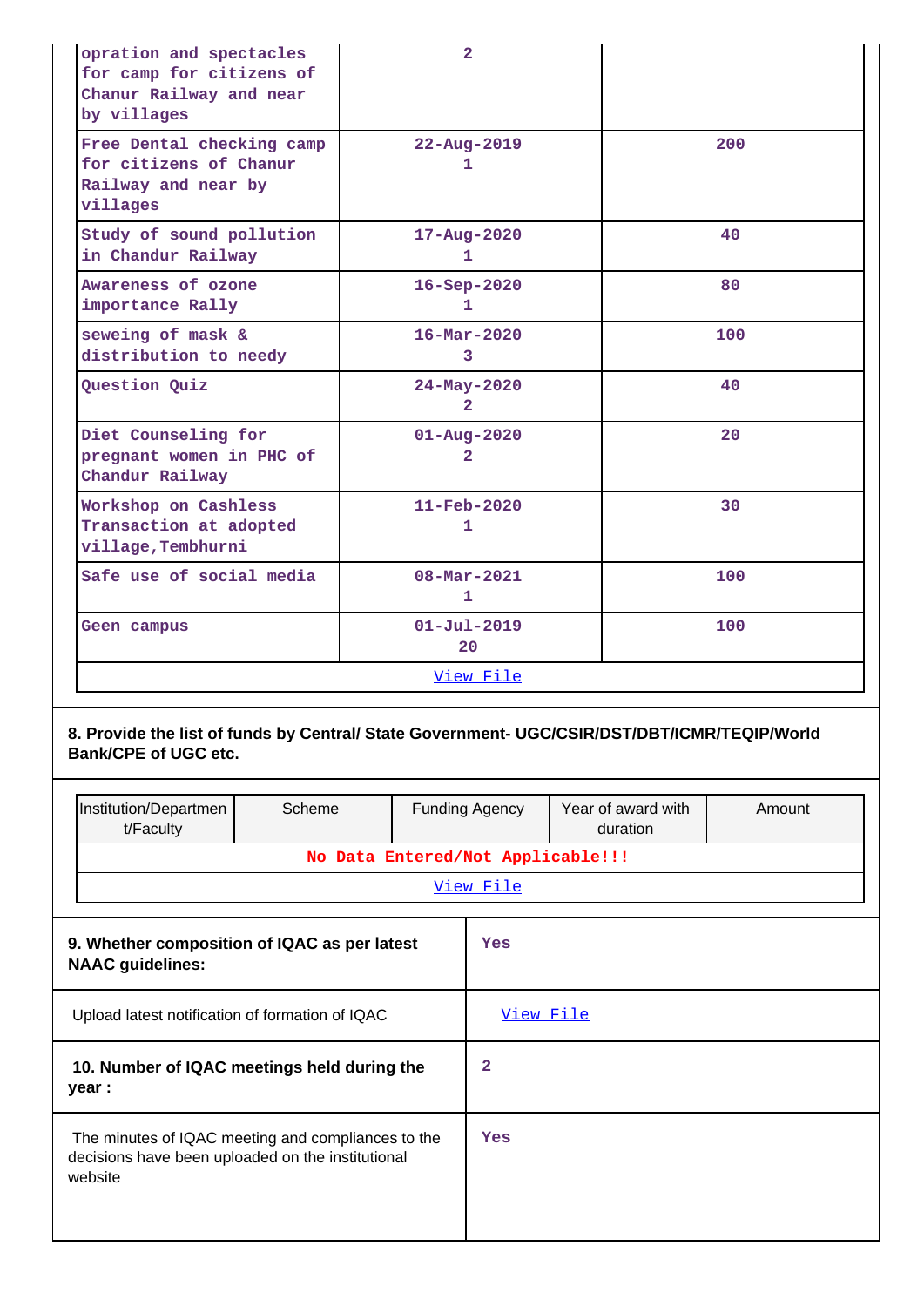| | | |
|---|---|---|
| opration and spectacles for camp for citizens of Chanur Railway and near by villages | 2 | |
| Free Dental checking camp for citizens of Chanur Railway and near by villages | 22-Aug-2019<br>1 | 200 |
| Study of sound pollution in Chandur Railway | 17-Aug-2020<br>1 | 40 |
| Awareness of ozone importance Rally | 16-Sep-2020<br>1 | 80 |
| seweing of mask & distribution to needy | 16-Mar-2020<br>3 | 100 |
| Question Quiz | 24-May-2020<br>2 | 40 |
| Diet Counseling for pregnant women in PHC of Chandur Railway | 01-Aug-2020<br>2 | 20 |
| Workshop on Cashless Transaction at adopted village,Tembhurni | 11-Feb-2020<br>1 | 30 |
| Safe use of social media | 08-Mar-2021<br>1 | 100 |
| Geen campus | 01-Jul-2019<br>20 | 100 |

View File

**8. Provide the list of funds by Central/ State Government- UGC/CSIR/DST/DBT/ICMR/TEQIP/World Bank/CPE of UGC etc.**

| Institution/Department/Faculty | Scheme | Funding Agency | Year of award with duration | Amount |
|---|---|---|---|---|
| No Data Entered/Not Applicable!!! | | | | |

View File

| | |
|---|---|
| **9. Whether composition of IQAC as per latest NAAC guidelines:** | Yes |
| Upload latest notification of formation of IQAC | View File |
| **10. Number of IQAC meetings held during the year :** | 2 |
| The minutes of IQAC meeting and compliances to the decisions have been uploaded on the institutional website | Yes |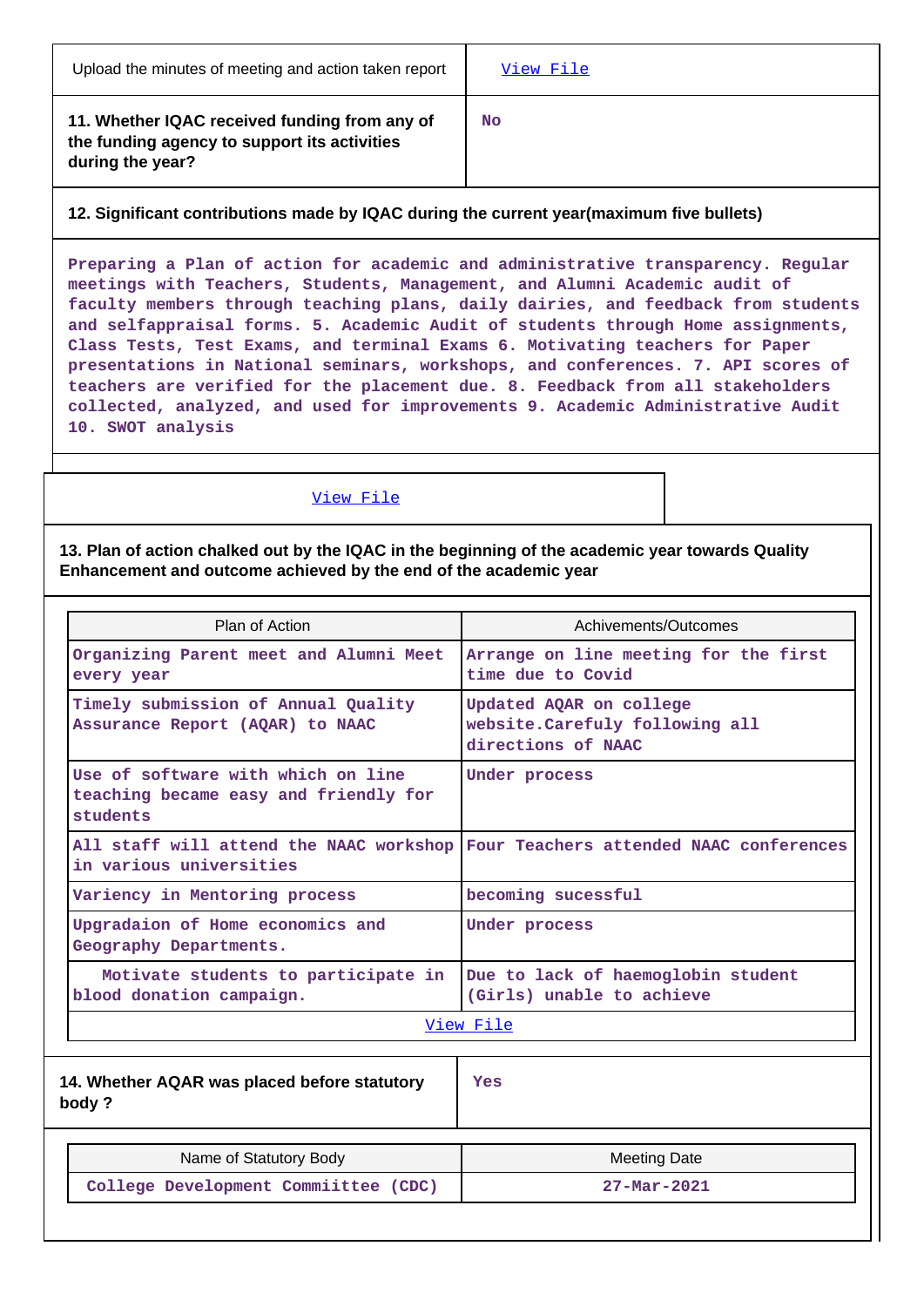| Upload the minutes of meeting and action taken report | View File |
|---|---|
| **11. Whether IQAC received funding from any of the funding agency to support its activities during the year?** | No |

**12. Significant contributions made by IQAC during the current year(maximum five bullets)**

Preparing a Plan of action for academic and administrative transparency. Regular meetings with Teachers, Students, Management, and Alumni Academic audit of faculty members through teaching plans, daily dairies, and feedback from students and selfappraisal forms. 5. Academic Audit of students through Home assignments, Class Tests, Test Exams, and terminal Exams 6. Motivating teachers for Paper presentations in National seminars, workshops, and conferences. 7. API scores of teachers are verified for the placement due. 8. Feedback from all stakeholders collected, analyzed, and used for improvements 9. Academic Administrative Audit 10. SWOT analysis

View File

**13. Plan of action chalked out by the IQAC in the beginning of the academic year towards Quality Enhancement and outcome achieved by the end of the academic year**

| Plan of Action | Achivements/Outcomes |
|---|---|
| Organizing Parent meet and Alumni Meet every year | Arrange on line meeting for the first time due to Covid |
| Timely submission of Annual Quality Assurance Report (AQAR) to NAAC | Updated AQAR on college website.Carefuly following all directions of NAAC |
| Use of software with which on line teaching became easy and friendly for students | Under process |
| All staff will attend the NAAC workshop in various universities | Four Teachers attended NAAC conferences |
| Variency in Mentoring process | becoming sucessful |
| Upgradaion of Home economics and Geography Departments. | Under process |
| Motivate students to participate in blood donation campaign. | Due to lack of haemoglobin student (Girls) unable to achieve |
| View File | |

| **14. Whether AQAR was placed before statutory body ?** | Yes |
|---|---|

| Name of Statutory Body | Meeting Date |
|---|---|
| College Development Comiittee (CDC) | 27-Mar-2021 |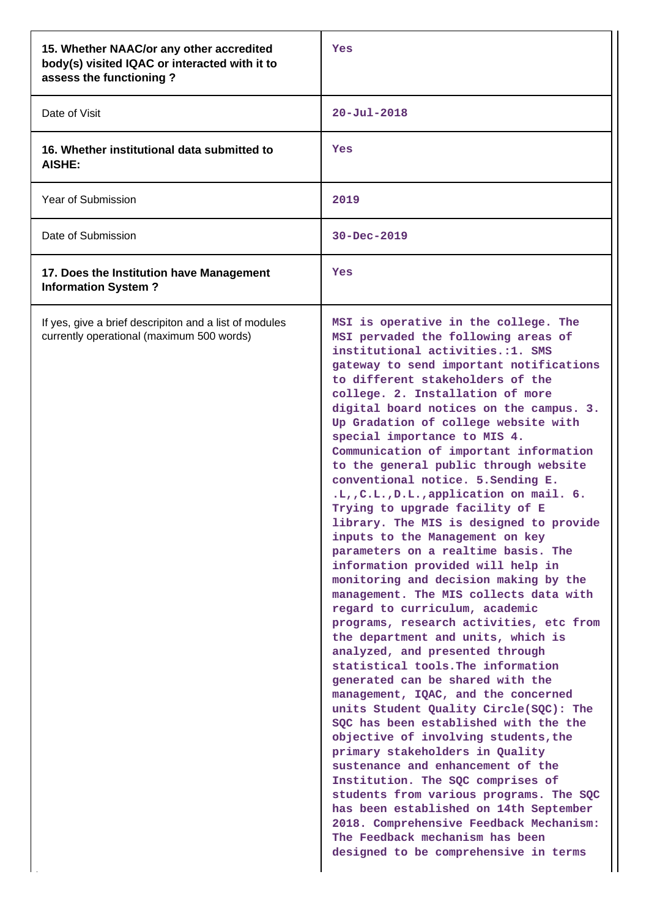| | |
|---|---|
| **15. Whether NAAC/or any other accredited body(s) visited IQAC or interacted with it to assess the functioning ?** | Yes |
| Date of Visit | 20-Jul-2018 |
| **16. Whether institutional data submitted to AISHE:** | Yes |
| Year of Submission | 2019 |
| Date of Submission | 30-Dec-2019 |
| **17. Does the Institution have Management Information System ?** | Yes |
| If yes, give a brief descripiton and a list of modules currently operational (maximum 500 words) | MSI is operative in the college. The MSI pervaded the following areas of institutional activities.:1. SMS gateway to send important notifications to different stakeholders of the college. 2. Installation of more digital board notices on the campus. 3. Up Gradation of college website with special importance to MIS 4. Communication of important information to the general public through website conventional notice. 5.Sending E. .L,,C.L.,D.L.,application on mail. 6. Trying to upgrade facility of E library. The MIS is designed to provide inputs to the Management on key parameters on a realtime basis. The information provided will help in monitoring and decision making by the management. The MIS collects data with regard to curriculum, academic programs, research activities, etc from the department and units, which is analyzed, and presented through statistical tools.The information generated can be shared with the management, IQAC, and the concerned units Student Quality Circle(SQC): The SQC has been established with the the objective of involving students,the primary stakeholders in Quality sustenance and enhancement of the Institution. The SQC comprises of students from various programs. The SQC has been established on 14th September 2018. Comprehensive Feedback Mechanism: The Feedback mechanism has been designed to be comprehensive in terms |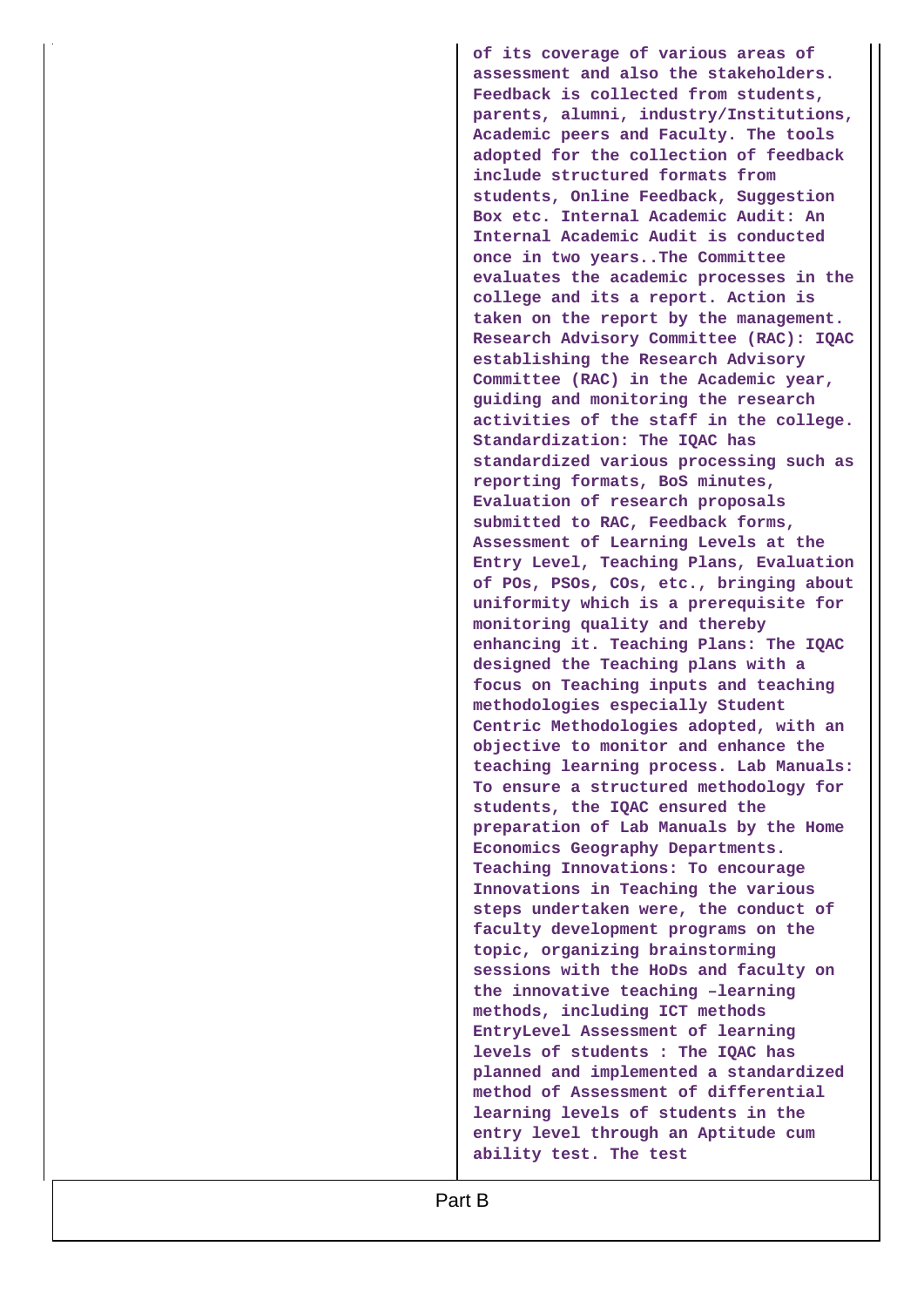| | of its coverage of various areas of assessment and also the stakeholders. Feedback is collected from students, parents, alumni, industry/Institutions, Academic peers and Faculty. The tools adopted for the collection of feedback include structured formats from students, Online Feedback, Suggestion Box etc. Internal Academic Audit: An Internal Academic Audit is conducted once in two years..The Committee evaluates the academic processes in the college and its a report. Action is taken on the report by the management. Research Advisory Committee (RAC): IQAC establishing the Research Advisory Committee (RAC) in the Academic year, guiding and monitoring the research activities of the staff in the college. Standardization: The IQAC has standardized various processing such as reporting formats, BoS minutes, Evaluation of research proposals submitted to RAC, Feedback forms, Assessment of Learning Levels at the Entry Level, Teaching Plans, Evaluation of POs, PSOs, COs, etc., bringing about uniformity which is a prerequisite for monitoring quality and thereby enhancing it. Teaching Plans: The IQAC designed the Teaching plans with a focus on Teaching inputs and teaching methodologies especially Student Centric Methodologies adopted, with an objective to monitor and enhance the teaching learning process. Lab Manuals: To ensure a structured methodology for students, the IQAC ensured the preparation of Lab Manuals by the Home Economics Geography Departments. Teaching Innovations: To encourage Innovations in Teaching the various steps undertaken were, the conduct of faculty development programs on the topic, organizing brainstorming sessions with the HoDs and faculty on the innovative teaching –learning methods, including ICT methods EntryLevel Assessment of learning levels of students : The IQAC has planned and implemented a standardized method of Assessment of differential learning levels of students in the entry level through an Aptitude cum ability test. The test |
|---|---|

Part B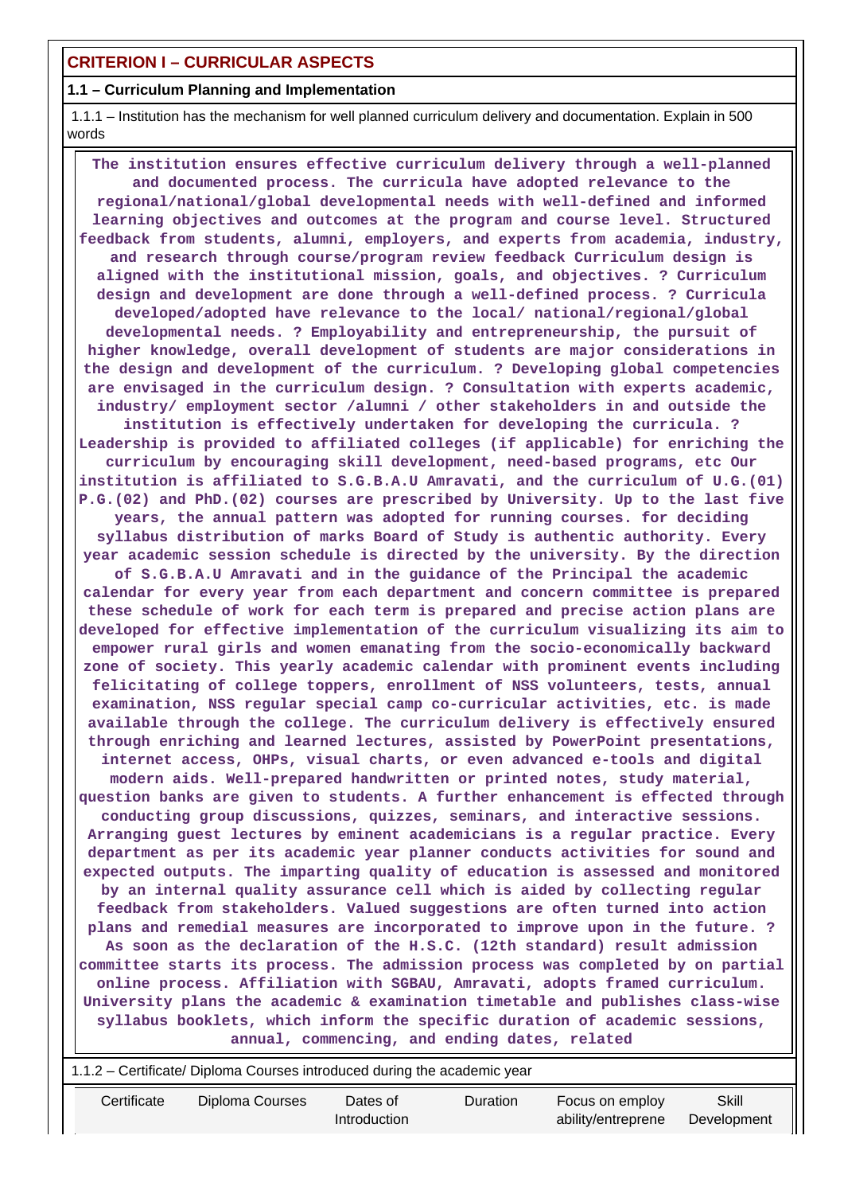## CRITERION I – CURRICULAR ASPECTS

### 1.1 – Curriculum Planning and Implementation

1.1.1 – Institution has the mechanism for well planned curriculum delivery and documentation. Explain in 500 words

**The institution ensures effective curriculum delivery through a well-planned and documented process. The curricula have adopted relevance to the regional/national/global developmental needs with well-defined and informed learning objectives and outcomes at the program and course level. Structured feedback from students, alumni, employers, and experts from academia, industry, and research through course/program review feedback Curriculum design is aligned with the institutional mission, goals, and objectives. ? Curriculum design and development are done through a well-defined process. ? Curricula developed/adopted have relevance to the local/ national/regional/global developmental needs. ? Employability and entrepreneurship, the pursuit of higher knowledge, overall development of students are major considerations in the design and development of the curriculum. ? Developing global competencies are envisaged in the curriculum design. ? Consultation with experts academic, industry/ employment sector /alumni / other stakeholders in and outside the institution is effectively undertaken for developing the curricula. ? Leadership is provided to affiliated colleges (if applicable) for enriching the curriculum by encouraging skill development, need-based programs, etc Our institution is affiliated to S.G.B.A.U Amravati, and the curriculum of U.G.(01) P.G.(02) and PhD.(02) courses are prescribed by University. Up to the last five years, the annual pattern was adopted for running courses. for deciding syllabus distribution of marks Board of Study is authentic authority. Every year academic session schedule is directed by the university. By the direction of S.G.B.A.U Amravati and in the guidance of the Principal the academic calendar for every year from each department and concern committee is prepared these schedule of work for each term is prepared and precise action plans are developed for effective implementation of the curriculum visualizing its aim to empower rural girls and women emanating from the socio-economically backward zone of society. This yearly academic calendar with prominent events including felicitating of college toppers, enrollment of NSS volunteers, tests, annual examination, NSS regular special camp co-curricular activities, etc. is made available through the college. The curriculum delivery is effectively ensured through enriching and learned lectures, assisted by PowerPoint presentations, internet access, OHPs, visual charts, or even advanced e-tools and digital modern aids. Well-prepared handwritten or printed notes, study material, question banks are given to students. A further enhancement is effected through conducting group discussions, quizzes, seminars, and interactive sessions. Arranging guest lectures by eminent academicians is a regular practice. Every department as per its academic year planner conducts activities for sound and expected outputs. The imparting quality of education is assessed and monitored by an internal quality assurance cell which is aided by collecting regular feedback from stakeholders. Valued suggestions are often turned into action plans and remedial measures are incorporated to improve upon in the future. ? As soon as the declaration of the H.S.C. (12th standard) result admission committee starts its process. The admission process was completed by on partial online process. Affiliation with SGBAU, Amravati, adopts framed curriculum. University plans the academic & examination timetable and publishes class-wise syllabus booklets, which inform the specific duration of academic sessions, annual, commencing, and ending dates, related**

1.1.2 – Certificate/ Diploma Courses introduced during the academic year

| Certificate | Diploma Courses | Dates of Introduction | Duration | Focus on employ ability/entreprene | Skill Development |
|---|---|---|---|---|---|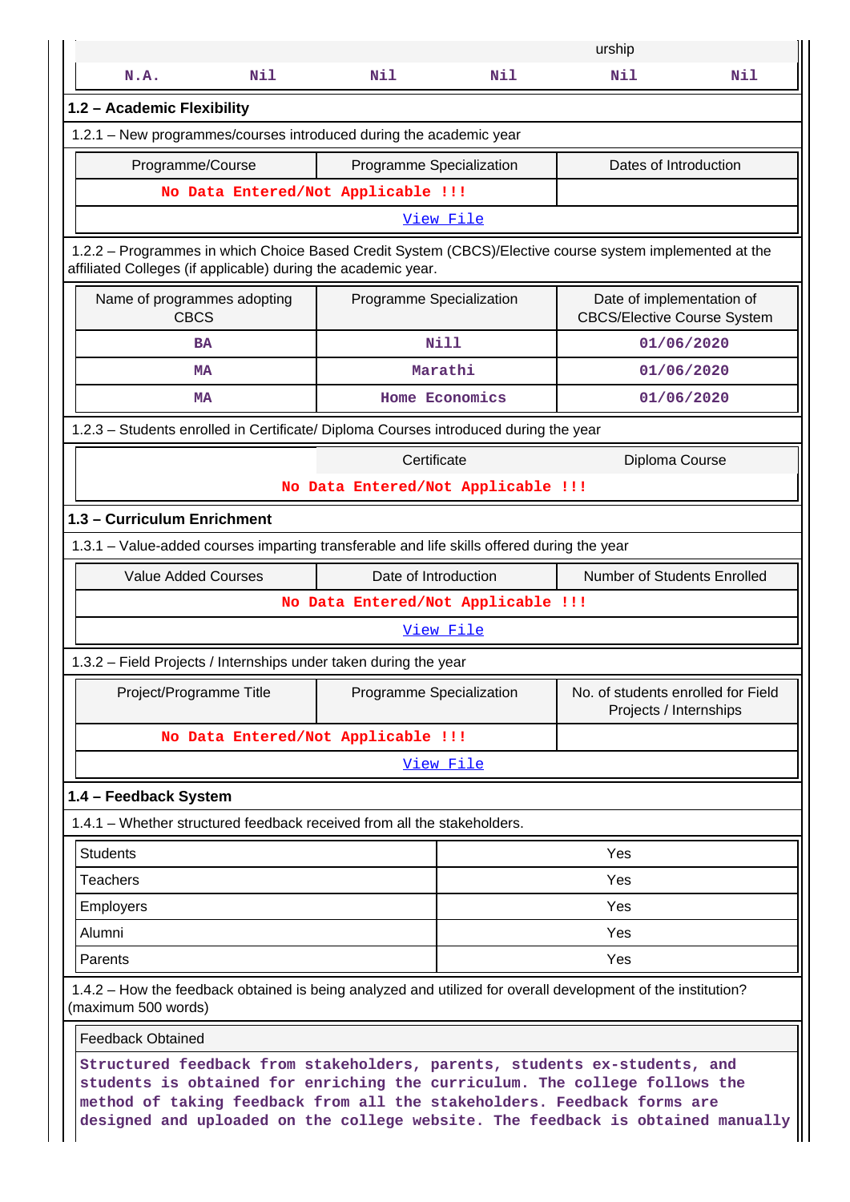| | | | | urship | |
|---|---|---|---|---|---|
| N.A. | Nil | Nil | Nil | Nil | Nil |

**1.2 – Academic Flexibility**

1.2.1 – New programmes/courses introduced during the academic year

| Programme/Course | Programme Specialization | Dates of Introduction |
|---|---|---|
| No Data Entered/Not Applicable !!! | | |
| View File | | |

1.2.2 – Programmes in which Choice Based Credit System (CBCS)/Elective course system implemented at the affiliated Colleges (if applicable) during the academic year.

| Name of programmes adopting CBCS | Programme Specialization | Date of implementation of CBCS/Elective Course System |
|---|---|---|
| BA | Nill | 01/06/2020 |
| MA | Marathi | 01/06/2020 |
| MA | Home Economics | 01/06/2020 |

1.2.3 – Students enrolled in Certificate/ Diploma Courses introduced during the year

| | Certificate | Diploma Course |
|---|---|---|
| No Data Entered/Not Applicable !!! | | |

**1.3 – Curriculum Enrichment**

1.3.1 – Value-added courses imparting transferable and life skills offered during the year

| Value Added Courses | Date of Introduction | Number of Students Enrolled |
|---|---|---|
| No Data Entered/Not Applicable !!! | | |
| View File | | |

1.3.2 – Field Projects / Internships under taken during the year

| Project/Programme Title | Programme Specialization | No. of students enrolled for Field Projects / Internships |
|---|---|---|
| No Data Entered/Not Applicable !!! | | |
| View File | | |

**1.4 – Feedback System**

1.4.1 – Whether structured feedback received from all the stakeholders.

| | |
|---|---|
| Students | Yes |
| Teachers | Yes |
| Employers | Yes |
| Alumni | Yes |
| Parents | Yes |

1.4.2 – How the feedback obtained is being analyzed and utilized for overall development of the institution? (maximum 500 words)

| Feedback Obtained |
|---|
| Structured feedback from stakeholders, parents, students ex-students, and students is obtained for enriching the curriculum. The college follows the method of taking feedback from all the stakeholders. Feedback forms are designed and uploaded on the college website. The feedback is obtained manually |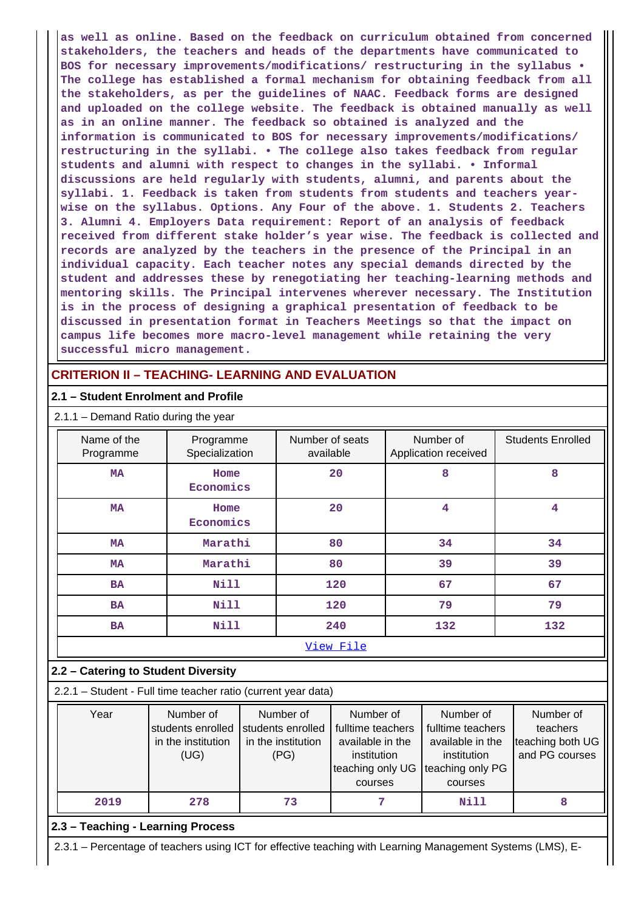as well as online. Based on the feedback on curriculum obtained from concerned stakeholders, the teachers and heads of the departments have communicated to BOS for necessary improvements/modifications/ restructuring in the syllabus • The college has established a formal mechanism for obtaining feedback from all the stakeholders, as per the guidelines of NAAC. Feedback forms are designed and uploaded on the college website. The feedback is obtained manually as well as in an online manner. The feedback so obtained is analyzed and the information is communicated to BOS for necessary improvements/modifications/ restructuring in the syllabi. • The college also takes feedback from regular students and alumni with respect to changes in the syllabi. • Informal discussions are held regularly with students, alumni, and parents about the syllabi. 1. Feedback is taken from students from students and teachers year-wise on the syllabus. Options. Any Four of the above. 1. Students 2. Teachers 3. Alumni 4. Employers Data requirement: Report of an analysis of feedback received from different stake holder's year wise. The feedback is collected and records are analyzed by the teachers in the presence of the Principal in an individual capacity. Each teacher notes any special demands directed by the student and addresses these by renegotiating her teaching-learning methods and mentoring skills. The Principal intervenes wherever necessary. The Institution is in the process of designing a graphical presentation of feedback to be discussed in presentation format in Teachers Meetings so that the impact on campus life becomes more macro-level management while retaining the very successful micro management.

## CRITERION II – TEACHING- LEARNING AND EVALUATION

### 2.1 – Student Enrolment and Profile

2.1.1 – Demand Ratio during the year

| Name of the Programme | Programme Specialization | Number of seats available | Number of Application received | Students Enrolled |
|---|---|---|---|---|
| MA | Home Economics | 20 | 8 | 8 |
| MA | Home Economics | 20 | 4 | 4 |
| MA | Marathi | 80 | 34 | 34 |
| MA | Marathi | 80 | 39 | 39 |
| BA | Nill | 120 | 67 | 67 |
| BA | Nill | 120 | 79 | 79 |
| BA | Nill | 240 | 132 | 132 |

View File

### 2.2 – Catering to Student Diversity

2.2.1 – Student - Full time teacher ratio (current year data)

| Year | Number of students enrolled in the institution (UG) | Number of students enrolled in the institution (PG) | Number of fulltime teachers available in the institution teaching only UG courses | Number of fulltime teachers available in the institution teaching only PG courses | Number of teachers teaching both UG and PG courses |
|---|---|---|---|---|---|
| 2019 | 278 | 73 | 7 | Nill | 8 |

### 2.3 – Teaching - Learning Process

2.3.1 – Percentage of teachers using ICT for effective teaching with Learning Management Systems (LMS), E-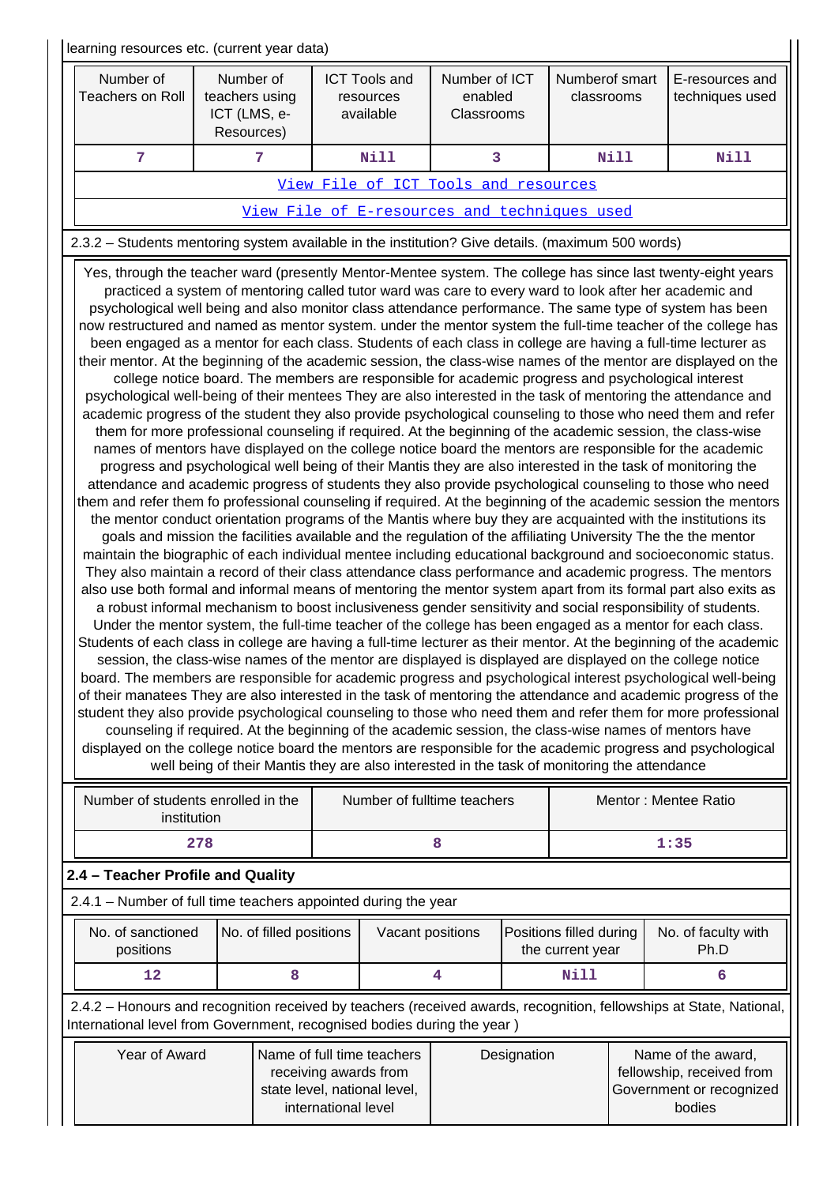learning resources etc. (current year data)

| Number of Teachers on Roll | Number of teachers using ICT (LMS, e-Resources) | ICT Tools and resources available | Number of ICT enabled Classrooms | Numberof smart classrooms | E-resources and techniques used |
|---|---|---|---|---|---|
| 7 | 7 | Nill | 3 | Nill | Nill |
| View File of ICT Tools and resources | | | | | |
| View File of E-resources and techniques used | | | | | |

2.3.2 – Students mentoring system available in the institution? Give details. (maximum 500 words)

Yes, through the teacher ward (presently Mentor-Mentee system. The college has since last twenty-eight years practiced a system of mentoring called tutor ward was care to every ward to look after her academic and psychological well being and also monitor class attendance performance. The same type of system has been now restructured and named as mentor system. under the mentor system the full-time teacher of the college has been engaged as a mentor for each class. Students of each class in college are having a full-time lecturer as their mentor. At the beginning of the academic session, the class-wise names of the mentor are displayed on the college notice board. The members are responsible for academic progress and psychological interest psychological well-being of their mentees They are also interested in the task of mentoring the attendance and academic progress of the student they also provide psychological counseling to those who need them and refer them for more professional counseling if required. At the beginning of the academic session, the class-wise names of mentors have displayed on the college notice board the mentors are responsible for the academic progress and psychological well being of their Mantis they are also interested in the task of monitoring the attendance and academic progress of students they also provide psychological counseling to those who need them and refer them fo professional counseling if required. At the beginning of the academic session the mentors the mentor conduct orientation programs of the Mantis where buy they are acquainted with the institutions its goals and mission the facilities available and the regulation of the affiliating University The the mentor maintain the biographic of each individual mentee including educational background and socioeconomic status. They also maintain a record of their class attendance class performance and academic progress. The mentors also use both formal and informal means of mentoring the mentor system apart from its formal part also exits as a robust informal mechanism to boost inclusiveness gender sensitivity and social responsibility of students. Under the mentor system, the full-time teacher of the college has been engaged as a mentor for each class. Students of each class in college are having a full-time lecturer as their mentor. At the beginning of the academic session, the class-wise names of the mentor are displayed is displayed are displayed on the college notice board. The members are responsible for academic progress and psychological interest psychological well-being of their manatees They are also interested in the task of mentoring the attendance and academic progress of the student they also provide psychological counseling to those who need them and refer them for more professional counseling if required. At the beginning of the academic session, the class-wise names of mentors have displayed on the college notice board the mentors are responsible for the academic progress and psychological well being of their Mantis they are also interested in the task of monitoring the attendance

| Number of students enrolled in the institution | Number of fulltime teachers | Mentor : Mentee Ratio |
|---|---|---|
| 278 | 8 | 1:35 |

## 2.4 – Teacher Profile and Quality

2.4.1 – Number of full time teachers appointed during the year

| No. of sanctioned positions | No. of filled positions | Vacant positions | Positions filled during the current year | No. of faculty with Ph.D |
|---|---|---|---|---|
| 12 | 8 | 4 | Nill | 6 |

2.4.2 – Honours and recognition received by teachers (received awards, recognition, fellowships at State, National, International level from Government, recognised bodies during the year )

| Year of Award | Name of full time teachers receiving awards from state level, national level, international level | Designation | Name of the award, fellowship, received from Government or recognized bodies |
|---|---|---|---|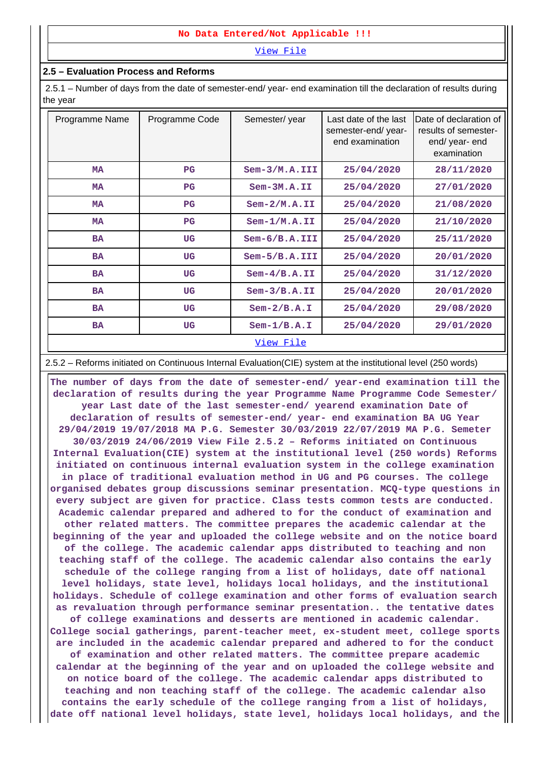**No Data Entered/Not Applicable !!!**

View File

## 2.5 – Evaluation Process and Reforms

2.5.1 – Number of days from the date of semester-end/ year- end examination till the declaration of results during the year

| Programme Name | Programme Code | Semester/ year | Last date of the last semester-end/ year- end examination | Date of declaration of results of semester- end/ year- end examination |
|---|---|---|---|---|
| MA | PG | Sem-3/M.A.III | 25/04/2020 | 28/11/2020 |
| MA | PG | Sem-3M.A.II | 25/04/2020 | 27/01/2020 |
| MA | PG | Sem-2/M.A.II | 25/04/2020 | 21/08/2020 |
| MA | PG | Sem-1/M.A.II | 25/04/2020 | 21/10/2020 |
| BA | UG | Sem-6/B.A.III | 25/04/2020 | 25/11/2020 |
| BA | UG | Sem-5/B.A.III | 25/04/2020 | 20/01/2020 |
| BA | UG | Sem-4/B.A.II | 25/04/2020 | 31/12/2020 |
| BA | UG | Sem-3/B.A.II | 25/04/2020 | 20/01/2020 |
| BA | UG | Sem-2/B.A.I | 25/04/2020 | 29/08/2020 |
| BA | UG | Sem-1/B.A.I | 25/04/2020 | 29/01/2020 |

View File

2.5.2 – Reforms initiated on Continuous Internal Evaluation(CIE) system at the institutional level (250 words)

**The number of days from the date of semester-end/ year-end examination till the declaration of results during the year Programme Name Programme Code Semester/ year Last date of the last semester-end/ yearend examination Date of declaration of results of semester-end/ year- end examination BA UG Year 29/04/2019 19/07/2018 MA P.G. Semester 30/03/2019 22/07/2019 MA P.G. Semeter 30/03/2019 24/06/2019 View File 2.5.2 – Reforms initiated on Continuous Internal Evaluation(CIE) system at the institutional level (250 words) Reforms initiated on continuous internal evaluation system in the college examination in place of traditional evaluation method in UG and PG courses. The college organised debates group discussions seminar presentation. MCQ-type questions in every subject are given for practice. Class tests common tests are conducted. Academic calendar prepared and adhered to for the conduct of examination and other related matters. The committee prepares the academic calendar at the beginning of the year and uploaded the college website and on the notice board of the college. The academic calendar apps distributed to teaching and non teaching staff of the college. The academic calendar also contains the early schedule of the college ranging from a list of holidays, date off national level holidays, state level, holidays local holidays, and the institutional holidays. Schedule of college examination and other forms of evaluation search as revaluation through performance seminar presentation.. the tentative dates of college examinations and desserts are mentioned in academic calendar. College social gatherings, parent-teacher meet, ex-student meet, college sports are included in the academic calendar prepared and adhered to for the conduct of examination and other related matters. The committee prepare academic calendar at the beginning of the year and on uploaded the college website and on notice board of the college. The academic calendar apps distributed to teaching and non teaching staff of the college. The academic calendar also contains the early schedule of the college ranging from a list of holidays, date off national level holidays, state level, holidays local holidays, and the**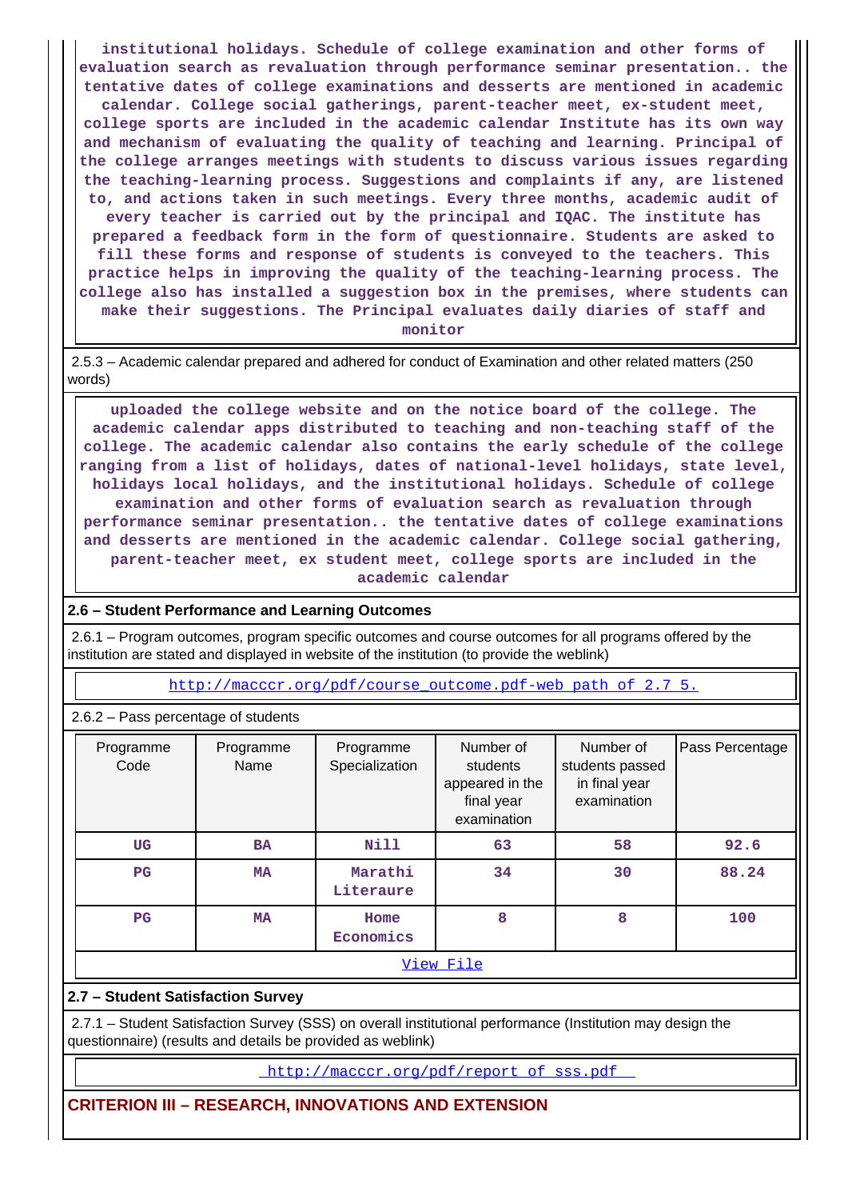institutional holidays. Schedule of college examination and other forms of evaluation search as revaluation through performance seminar presentation.. the tentative dates of college examinations and desserts are mentioned in academic calendar. College social gatherings, parent-teacher meet, ex-student meet, college sports are included in the academic calendar Institute has its own way and mechanism of evaluating the quality of teaching and learning. Principal of the college arranges meetings with students to discuss various issues regarding the teaching-learning process. Suggestions and complaints if any, are listened to, and actions taken in such meetings. Every three months, academic audit of every teacher is carried out by the principal and IQAC. The institute has prepared a feedback form in the form of questionnaire. Students are asked to fill these forms and response of students is conveyed to the teachers. This practice helps in improving the quality of the teaching-learning process. The college also has installed a suggestion box in the premises, where students can make their suggestions. The Principal evaluates daily diaries of staff and monitor

2.5.3 – Academic calendar prepared and adhered for conduct of Examination and other related matters (250 words)

uploaded the college website and on the notice board of the college. The academic calendar apps distributed to teaching and non-teaching staff of the college. The academic calendar also contains the early schedule of the college ranging from a list of holidays, dates of national-level holidays, state level, holidays local holidays, and the institutional holidays. Schedule of college examination and other forms of evaluation search as revaluation through performance seminar presentation.. the tentative dates of college examinations and desserts are mentioned in the academic calendar. College social gathering, parent-teacher meet, ex student meet, college sports are included in the academic calendar

**2.6 – Student Performance and Learning Outcomes**

2.6.1 – Program outcomes, program specific outcomes and course outcomes for all programs offered by the institution are stated and displayed in website of the institution (to provide the weblink)

http://macccr.org/pdf/course_outcome.pdf-web path of 2.7 5.

2.6.2 – Pass percentage of students

| Programme Code | Programme Name | Programme Specialization | Number of students appeared in the final year examination | Number of students passed in final year examination | Pass Percentage |
|---|---|---|---|---|---|
| UG | BA | Nill | 63 | 58 | 92.6 |
| PG | MA | Marathi Literaure | 34 | 30 | 88.24 |
| PG | MA | Home Economics | 8 | 8 | 100 |

View File

**2.7 – Student Satisfaction Survey**

2.7.1 – Student Satisfaction Survey (SSS) on overall institutional performance (Institution may design the questionnaire) (results and details be provided as weblink)

http://macccr.org/pdf/report of sss.pdf

## CRITERION III – RESEARCH, INNOVATIONS AND EXTENSION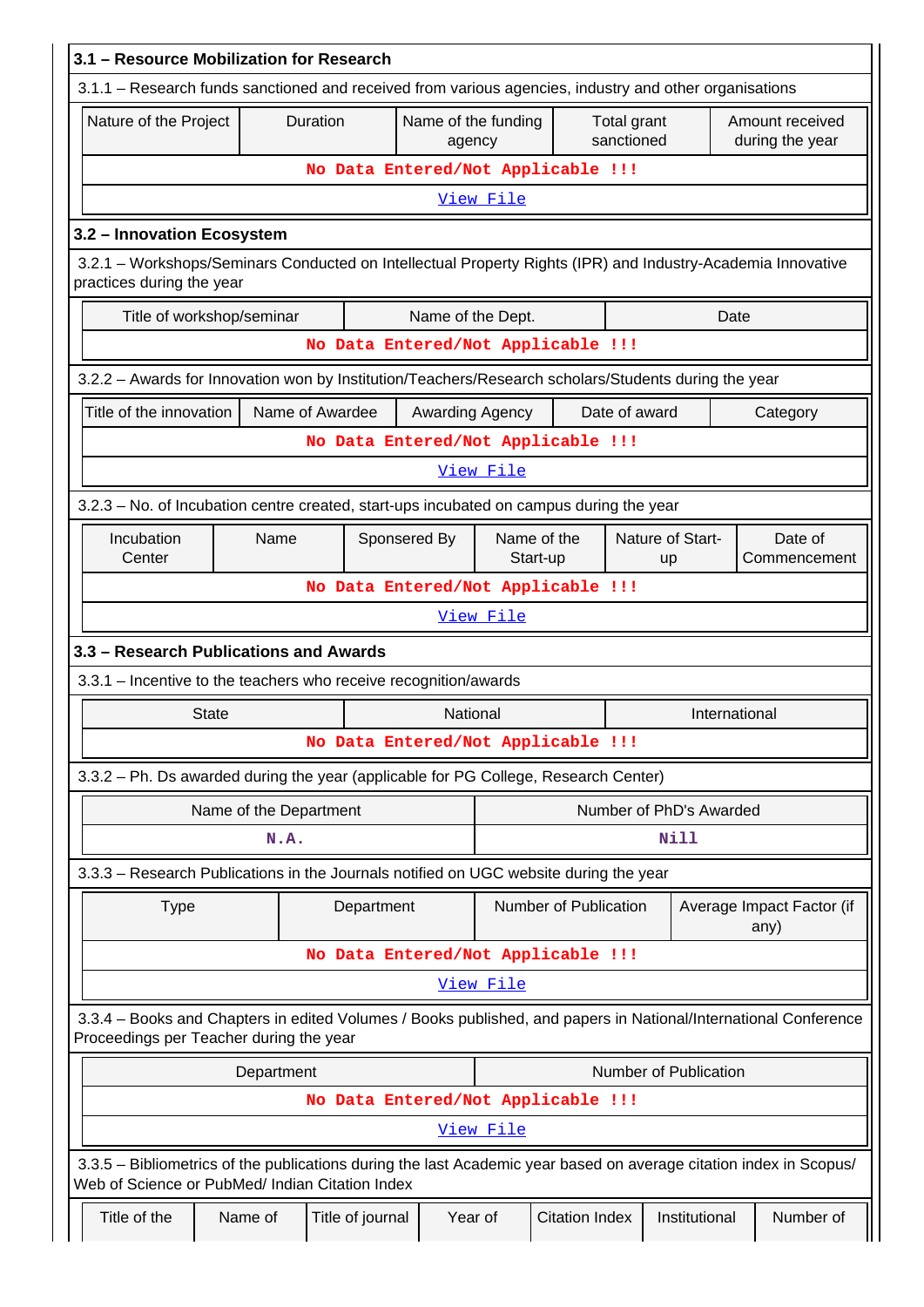## 3.1 – Resource Mobilization for Research

3.1.1 – Research funds sanctioned and received from various agencies, industry and other organisations

| Nature of the Project | Duration | Name of the funding agency | Total grant sanctioned | Amount received during the year |
|---|---|---|---|---|
| No Data Entered/Not Applicable !!! | | | | |
| View File | | | | |

## 3.2 – Innovation Ecosystem

3.2.1 – Workshops/Seminars Conducted on Intellectual Property Rights (IPR) and Industry-Academia Innovative practices during the year

| Title of workshop/seminar | Name of the Dept. | Date |
|---|---|---|
| No Data Entered/Not Applicable !!! | | |

3.2.2 – Awards for Innovation won by Institution/Teachers/Research scholars/Students during the year

| Title of the innovation | Name of Awardee | Awarding Agency | Date of award | Category |
|---|---|---|---|---|
| No Data Entered/Not Applicable !!! | | | | |
| View File | | | | |

3.2.3 – No. of Incubation centre created, start-ups incubated on campus during the year

| Incubation Center | Name | Sponsered By | Name of the Start-up | Nature of Start-up | Date of Commencement |
|---|---|---|---|---|---|
| No Data Entered/Not Applicable !!! | | | | | |
| View File | | | | | |

## 3.3 – Research Publications and Awards

3.3.1 – Incentive to the teachers who receive recognition/awards

| State | National | International |
|---|---|---|
| No Data Entered/Not Applicable !!! | | |

3.3.2 – Ph. Ds awarded during the year (applicable for PG College, Research Center)

| Name of the Department | Number of PhD's Awarded |
|---|---|
| N.A. | Nill |

3.3.3 – Research Publications in the Journals notified on UGC website during the year

| Type | Department | Number of Publication | Average Impact Factor (if any) |
|---|---|---|---|
| No Data Entered/Not Applicable !!! | | | |
| View File | | | |

3.3.4 – Books and Chapters in edited Volumes / Books published, and papers in National/International Conference Proceedings per Teacher during the year

| Department | Number of Publication |
|---|---|
| No Data Entered/Not Applicable !!! | |
| View File | |

3.3.5 – Bibliometrics of the publications during the last Academic year based on average citation index in Scopus/ Web of Science or PubMed/ Indian Citation Index

| Title of the | Name of | Title of journal | Year of | Citation Index | Institutional | Number of |
|---|---|---|---|---|---|---|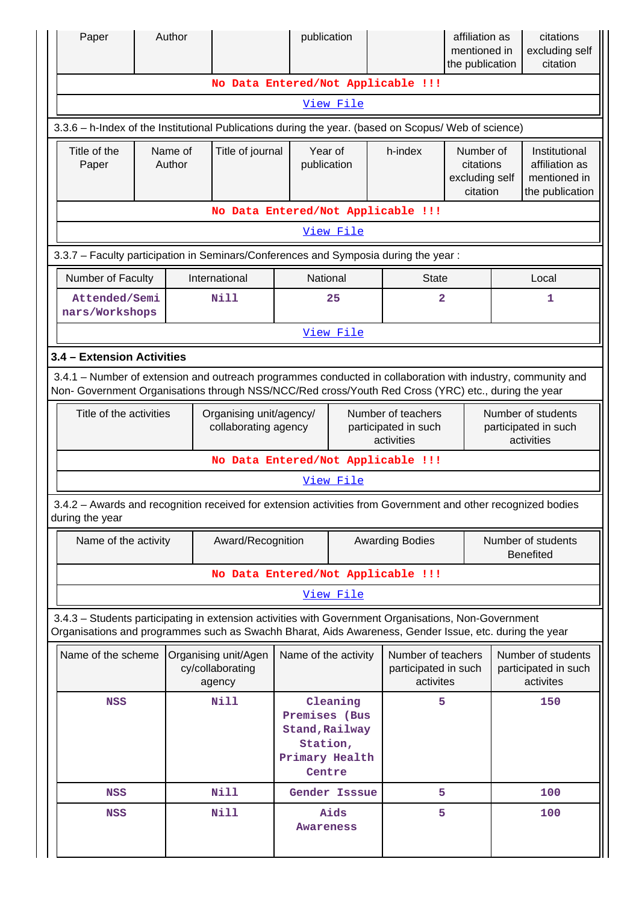| Paper | Author | | publication | | affiliation as mentioned in the publication | citations excluding self citation |
|---|---|---|---|---|---|---|
| No Data Entered/Not Applicable !!! | | | | | | |
| View File | | | | | | |

3.3.6 – h-Index of the Institutional Publications during the year. (based on Scopus/ Web of science)

| Title of the Paper | Name of Author | Title of journal | Year of publication | h-index | Number of citations excluding self citation | Institutional affiliation as mentioned in the publication |
|---|---|---|---|---|---|---|
| No Data Entered/Not Applicable !!! | | | | | | |
| View File | | | | | | |

3.3.7 – Faculty participation in Seminars/Conferences and Symposia during the year :

| Number of Faculty | International | National | State | Local |
|---|---|---|---|---|
| Attended/Seminars/Workshops | Nill | 25 | 2 | 1 |
| View File | | | | |

### 3.4 – Extension Activities

3.4.1 – Number of extension and outreach programmes conducted in collaboration with industry, community and Non- Government Organisations through NSS/NCC/Red cross/Youth Red Cross (YRC) etc., during the year

| Title of the activities | Organising unit/agency/ collaborating agency | Number of teachers participated in such activities | Number of students participated in such activities |
|---|---|---|---|
| No Data Entered/Not Applicable !!! | | | |
| View File | | | |

3.4.2 – Awards and recognition received for extension activities from Government and other recognized bodies during the year

| Name of the activity | Award/Recognition | Awarding Bodies | Number of students Benefited |
|---|---|---|---|
| No Data Entered/Not Applicable !!! | | | |
| View File | | | |

3.4.3 – Students participating in extension activities with Government Organisations, Non-Government Organisations and programmes such as Swachh Bharat, Aids Awareness, Gender Issue, etc. during the year

| Name of the scheme | Organising unit/Agency/collaborating agency | Name of the activity | Number of teachers participated in such activites | Number of students participated in such activites |
|---|---|---|---|---|
| NSS | Nill | Cleaning Premises (Bus Stand,Railway Station, Primary Health Centre | 5 | 150 |
| NSS | Nill | Gender Isssue | 5 | 100 |
| NSS | Nill | Aids Awareness | 5 | 100 |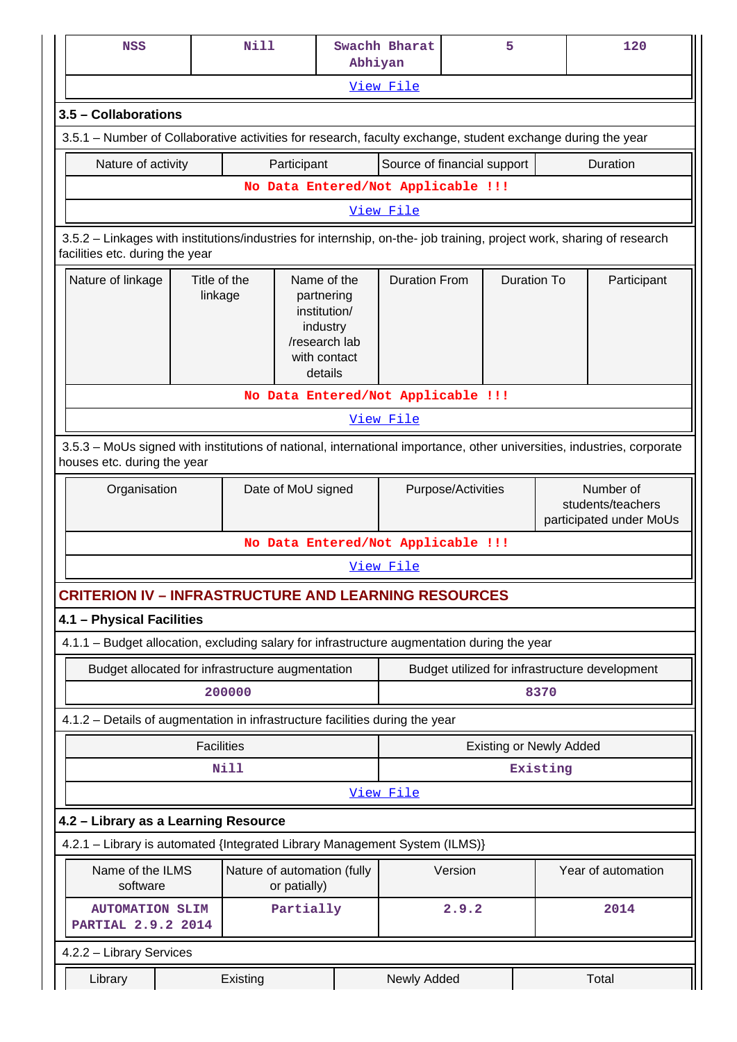| NSS | Nill | Swachh Bharat Abhiyan | 5 | 120 |
|---|---|---|---|---|
| View File | | | | |

### 3.5 – Collaborations

3.5.1 – Number of Collaborative activities for research, faculty exchange, student exchange during the year

| Nature of activity | Participant | Source of financial support | Duration |
|---|---|---|---|
| No Data Entered/Not Applicable !!! | | | |
| View File | | | |

3.5.2 – Linkages with institutions/industries for internship, on-the- job training, project work, sharing of research facilities etc. during the year

| Nature of linkage | Title of the linkage | Name of the partnering institution/ industry /research lab with contact details | Duration From | Duration To | Participant |
|---|---|---|---|---|---|
| No Data Entered/Not Applicable !!! | | | | | |
| View File | | | | | |

3.5.3 – MoUs signed with institutions of national, international importance, other universities, industries, corporate houses etc. during the year

| Organisation | Date of MoU signed | Purpose/Activities | Number of students/teachers participated under MoUs |
|---|---|---|---|
| No Data Entered/Not Applicable !!! | | | |
| View File | | | |

## CRITERION IV – INFRASTRUCTURE AND LEARNING RESOURCES

### 4.1 – Physical Facilities

4.1.1 – Budget allocation, excluding salary for infrastructure augmentation during the year

| Budget allocated for infrastructure augmentation | Budget utilized for infrastructure development |
|---|---|
| 200000 | 8370 |

4.1.2 – Details of augmentation in infrastructure facilities during the year

| Facilities | Existing or Newly Added |
|---|---|
| Nill | Existing |
| View File | |

### 4.2 – Library as a Learning Resource

4.2.1 – Library is automated {Integrated Library Management System (ILMS)}

| Name of the ILMS software | Nature of automation (fully or patially) | Version | Year of automation |
|---|---|---|---|
| AUTOMATION SLIM PARTIAL 2.9.2 2014 | Partially | 2.9.2 | 2014 |

4.2.2 – Library Services

| Library | Existing | Newly Added | Total |
|---|---|---|---|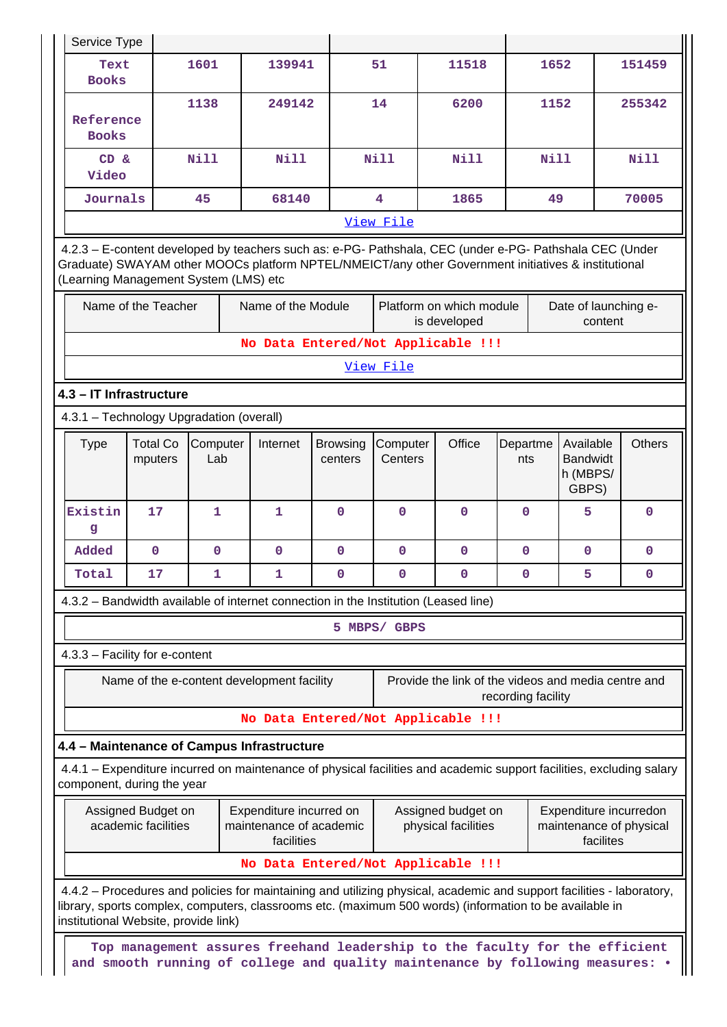| Service Type | | | | | | |
|---|---|---|---|---|---|---|
| Text Books | 1601 | 139941 | 51 | 11518 | 1652 | 151459 |
| Reference Books | 1138 | 249142 | 14 | 6200 | 1152 | 255342 |
| CD & Video | Nill | Nill | Nill | Nill | Nill | Nill |
| Journals | 45 | 68140 | 4 | 1865 | 49 | 70005 |

View File

4.2.3 – E-content developed by teachers such as: e-PG- Pathshala, CEC (under e-PG- Pathshala CEC (Under Graduate) SWAYAM other MOOCs platform NPTEL/NMEICT/any other Government initiatives & institutional (Learning Management System (LMS) etc

| Name of the Teacher | Name of the Module | Platform on which module is developed | Date of launching e-content |
|---|---|---|---|
| No Data Entered/Not Applicable !!! | | | |

View File

## 4.3 – IT Infrastructure

4.3.1 – Technology Upgradation (overall)

| Type | Total Computers | Computer Lab | Internet | Browsing centers | Computer Centers | Office | Departments | Available Bandwidth (MBPS/GBPS) | Others |
|---|---|---|---|---|---|---|---|---|---|
| Existing | 17 | 1 | 1 | 0 | 0 | 0 | 0 | 5 | 0 |
| Added | 0 | 0 | 0 | 0 | 0 | 0 | 0 | 0 | 0 |
| Total | 17 | 1 | 1 | 0 | 0 | 0 | 0 | 5 | 0 |

4.3.2 – Bandwidth available of internet connection in the Institution (Leased line)

5 MBPS/ GBPS

4.3.3 – Facility for e-content

| Name of the e-content development facility | Provide the link of the videos and media centre and recording facility |
|---|---|
| No Data Entered/Not Applicable !!! | |

## 4.4 – Maintenance of Campus Infrastructure

4.4.1 – Expenditure incurred on maintenance of physical facilities and academic support facilities, excluding salary component, during the year

| Assigned Budget on academic facilities | Expenditure incurred on maintenance of academic facilities | Assigned budget on physical facilities | Expenditure incurredon maintenance of physical facilites |
|---|---|---|---|
| No Data Entered/Not Applicable !!! | | | |

4.4.2 – Procedures and policies for maintaining and utilizing physical, academic and support facilities - laboratory, library, sports complex, computers, classrooms etc. (maximum 500 words) (information to be available in institutional Website, provide link)

Top management assures freehand leadership to the faculty for the efficient and smooth running of college and quality maintenance by following measures: •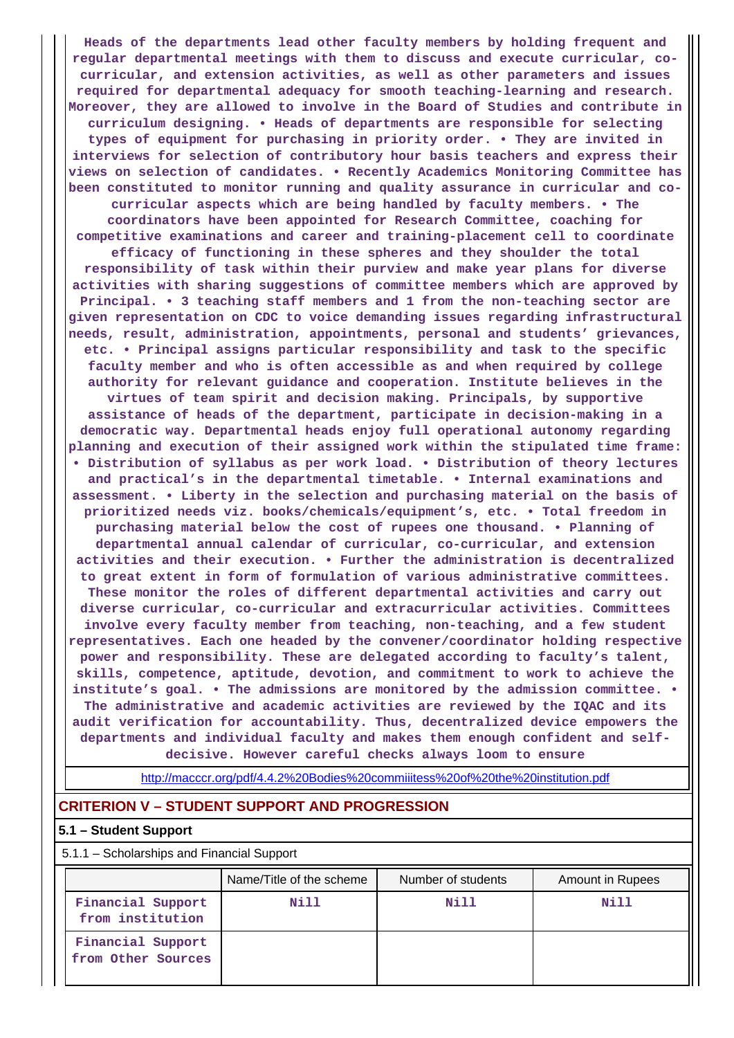Heads of the departments lead other faculty members by holding frequent and regular departmental meetings with them to discuss and execute curricular, co-curricular, and extension activities, as well as other parameters and issues required for departmental adequacy for smooth teaching-learning and research. Moreover, they are allowed to involve in the Board of Studies and contribute in curriculum designing. • Heads of departments are responsible for selecting types of equipment for purchasing in priority order. • They are invited in interviews for selection of contributory hour basis teachers and express their views on selection of candidates. • Recently Academics Monitoring Committee has been constituted to monitor running and quality assurance in curricular and co-curricular aspects which are being handled by faculty members. • The coordinators have been appointed for Research Committee, coaching for competitive examinations and career and training-placement cell to coordinate efficacy of functioning in these spheres and they shoulder the total responsibility of task within their purview and make year plans for diverse activities with sharing suggestions of committee members which are approved by Principal. • 3 teaching staff members and 1 from the non-teaching sector are given representation on CDC to voice demanding issues regarding infrastructural needs, result, administration, appointments, personal and students' grievances, etc. • Principal assigns particular responsibility and task to the specific faculty member and who is often accessible as and when required by college authority for relevant guidance and cooperation. Institute believes in the virtues of team spirit and decision making. Principals, by supportive assistance of heads of the department, participate in decision-making in a democratic way. Departmental heads enjoy full operational autonomy regarding planning and execution of their assigned work within the stipulated time frame: • Distribution of syllabus as per work load. • Distribution of theory lectures and practical's in the departmental timetable. • Internal examinations and assessment. • Liberty in the selection and purchasing material on the basis of prioritized needs viz. books/chemicals/equipment's, etc. • Total freedom in purchasing material below the cost of rupees one thousand. • Planning of departmental annual calendar of curricular, co-curricular, and extension activities and their execution. • Further the administration is decentralized to great extent in form of formulation of various administrative committees. These monitor the roles of different departmental activities and carry out diverse curricular, co-curricular and extracurricular activities. Committees involve every faculty member from teaching, non-teaching, and a few student representatives. Each one headed by the convener/coordinator holding respective power and responsibility. These are delegated according to faculty's talent, skills, competence, aptitude, devotion, and commitment to work to achieve the institute's goal. • The admissions are monitored by the admission committee. • The administrative and academic activities are reviewed by the IQAC and its audit verification for accountability. Thus, decentralized device empowers the departments and individual faculty and makes them enough confident and self-decisive. However careful checks always loom to ensure

http://macccr.org/pdf/4.4.2%20Bodies%20commiiitess%20of%20the%20institution.pdf

## CRITERION V – STUDENT SUPPORT AND PROGRESSION

### 5.1 – Student Support

5.1.1 – Scholarships and Financial Support

| | Name/Title of the scheme | Number of students | Amount in Rupees |
|---|---|---|---|
| Financial Support from institution | Nill | Nill | Nill |
| Financial Support from Other Sources | | | |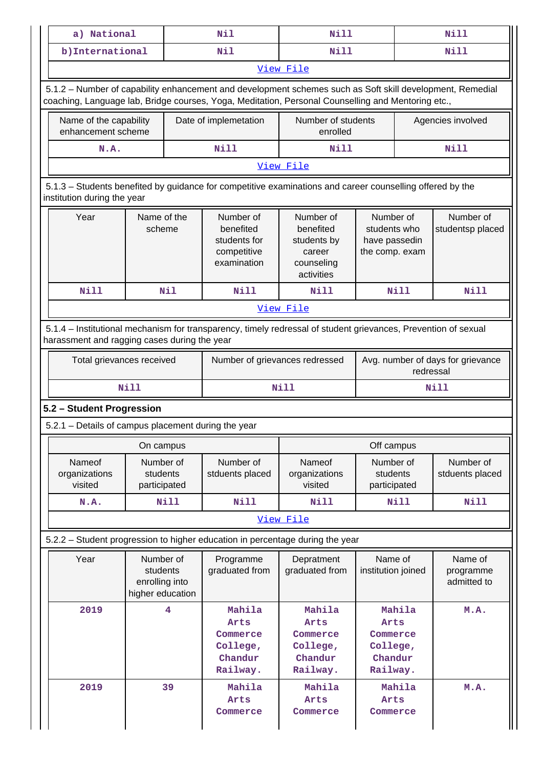| a) National | Nil | Nill | Nill |
|---|---|---|---|
| b)International | Nil | Nill | Nill |
| View File | | | |

5.1.2 – Number of capability enhancement and development schemes such as Soft skill development, Remedial coaching, Language lab, Bridge courses, Yoga, Meditation, Personal Counselling and Mentoring etc.,

| Name of the capability enhancement scheme | Date of implemetation | Number of students enrolled | Agencies involved |
|---|---|---|---|
| N.A. | Nill | Nill | Nill |
| View File | | | |

5.1.3 – Students benefited by guidance for competitive examinations and career counselling offered by the institution during the year

| Year | Name of the scheme | Number of benefited students for competitive examination | Number of benefited students by career counseling activities | Number of students who have passedin the comp. exam | Number of studentsp placed |
|---|---|---|---|---|---|
| Nill | Nil | Nill | Nill | Nill | Nill |
| View File | | | | | |

5.1.4 – Institutional mechanism for transparency, timely redressal of student grievances, Prevention of sexual harassment and ragging cases during the year

| Total grievances received | Number of grievances redressed | Avg. number of days for grievance redressal |
|---|---|---|
| Nill | Nill | Nill |

**5.2 – Student Progression**

5.2.1 – Details of campus placement during the year

| On campus | | | Off campus | | |
|---|---|---|---|---|---|
| Nameof organizations visited | Number of students participated | Number of stduents placed | Nameof organizations visited | Number of students participated | Number of stduents placed |
| N.A. | Nill | Nill | Nill | Nill | Nill |
| View File | | | | | |

5.2.2 – Student progression to higher education in percentage during the year

| Year | Number of students enrolling into higher education | Programme graduated from | Depratment graduated from | Name of institution joined | Name of programme admitted to |
|---|---|---|---|---|---|
| 2019 | 4 | Mahila Arts Commerce College, Chandur Railway. | Mahila Arts Commerce College, Chandur Railway. | Mahila Arts Commerce College, Chandur Railway. | M.A. |
| 2019 | 39 | Mahila Arts Commerce | Mahila Arts Commerce | Mahila Arts Commerce | M.A. |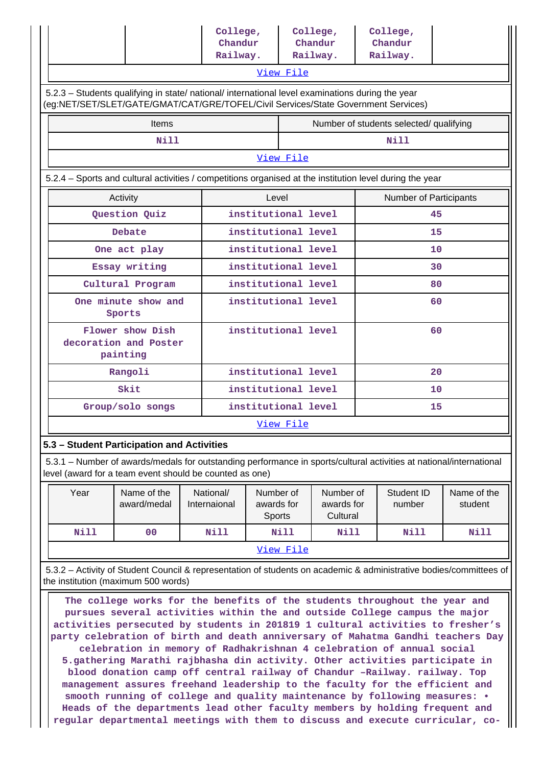| | | College, Chandur Railway. | College, Chandur Railway. | College, Chandur Railway. | |
|---|---|---|---|---|---|

View File

5.2.3 – Students qualifying in state/ national/ international level examinations during the year (eg:NET/SET/SLET/GATE/GMAT/CAT/GRE/TOFEL/Civil Services/State Government Services)

| Items | Number of students selected/ qualifying |
|---|---|
| Nill | Nill |

View File

5.2.4 – Sports and cultural activities / competitions organised at the institution level during the year

| Activity | Level | Number of Participants |
|---|---|---|
| Question Quiz | institutional level | 45 |
| Debate | institutional level | 15 |
| One act play | institutional level | 10 |
| Essay writing | institutional level | 30 |
| Cultural Program | institutional level | 80 |
| One minute show and Sports | institutional level | 60 |
| Flower show Dish decoration and Poster painting | institutional level | 60 |
| Rangoli | institutional level | 20 |
| Skit | institutional level | 10 |
| Group/solo songs | institutional level | 15 |

View File

## 5.3 – Student Participation and Activities

5.3.1 – Number of awards/medals for outstanding performance in sports/cultural activities at national/international level (award for a team event should be counted as one)

| Year | Name of the award/medal | National/ Internaional | Number of awards for Sports | Number of awards for Cultural | Student ID number | Name of the student |
|---|---|---|---|---|---|---|
| Nill | 00 | Nill | Nill | Nill | Nill | Nill |

View File

5.3.2 – Activity of Student Council & representation of students on academic & administrative bodies/committees of the institution (maximum 500 words)

The college works for the benefits of the students throughout the year and pursues several activities within the and outside College campus the major activities persecuted by students in 201819 1 cultural activities to fresher's party celebration of birth and death anniversary of Mahatma Gandhi teachers Day celebration in memory of Radhakrishnan 4 celebration of annual social 5.gathering Marathi rajbhasha din activity. Other activities participate in blood donation camp off central railway of Chandur –Railway. railway. Top management assures freehand leadership to the faculty for the efficient and smooth running of college and quality maintenance by following measures: • Heads of the departments lead other faculty members by holding frequent and regular departmental meetings with them to discuss and execute curricular, co-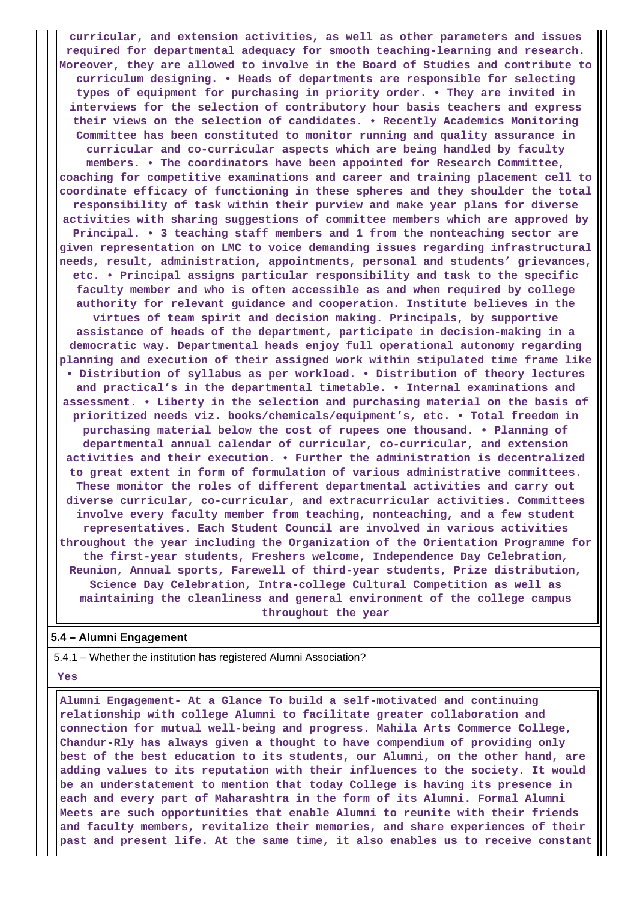**curricular, and extension activities, as well as other parameters and issues required for departmental adequacy for smooth teaching-learning and research. Moreover, they are allowed to involve in the Board of Studies and contribute to curriculum designing. • Heads of departments are responsible for selecting types of equipment for purchasing in priority order. • They are invited in interviews for the selection of contributory hour basis teachers and express their views on the selection of candidates. • Recently Academics Monitoring Committee has been constituted to monitor running and quality assurance in curricular and co-curricular aspects which are being handled by faculty members. • The coordinators have been appointed for Research Committee, coaching for competitive examinations and career and training placement cell to coordinate efficacy of functioning in these spheres and they shoulder the total responsibility of task within their purview and make year plans for diverse activities with sharing suggestions of committee members which are approved by Principal. • 3 teaching staff members and 1 from the nonteaching sector are given representation on LMC to voice demanding issues regarding infrastructural needs, result, administration, appointments, personal and students' grievances, etc. • Principal assigns particular responsibility and task to the specific faculty member and who is often accessible as and when required by college authority for relevant guidance and cooperation. Institute believes in the virtues of team spirit and decision making. Principals, by supportive assistance of heads of the department, participate in decision-making in a democratic way. Departmental heads enjoy full operational autonomy regarding planning and execution of their assigned work within stipulated time frame like • Distribution of syllabus as per workload. • Distribution of theory lectures and practical's in the departmental timetable. • Internal examinations and assessment. • Liberty in the selection and purchasing material on the basis of prioritized needs viz. books/chemicals/equipment's, etc. • Total freedom in purchasing material below the cost of rupees one thousand. • Planning of departmental annual calendar of curricular, co-curricular, and extension activities and their execution. • Further the administration is decentralized to great extent in form of formulation of various administrative committees. These monitor the roles of different departmental activities and carry out diverse curricular, co-curricular, and extracurricular activities. Committees involve every faculty member from teaching, nonteaching, and a few student representatives. Each Student Council are involved in various activities throughout the year including the Organization of the Orientation Programme for the first-year students, Freshers welcome, Independence Day Celebration, Reunion, Annual sports, Farewell of third-year students, Prize distribution, Science Day Celebration, Intra-college Cultural Competition as well as maintaining the cleanliness and general environment of the college campus throughout the year**

**5.4 – Alumni Engagement**

5.4.1 – Whether the institution has registered Alumni Association?

**Yes**

**Alumni Engagement- At a Glance To build a self-motivated and continuing relationship with college Alumni to facilitate greater collaboration and connection for mutual well-being and progress. Mahila Arts Commerce College, Chandur-Rly has always given a thought to have compendium of providing only best of the best education to its students, our Alumni, on the other hand, are adding values to its reputation with their influences to the society. It would be an understatement to mention that today College is having its presence in each and every part of Maharashtra in the form of its Alumni. Formal Alumni Meets are such opportunities that enable Alumni to reunite with their friends and faculty members, revitalize their memories, and share experiences of their past and present life. At the same time, it also enables us to receive constant**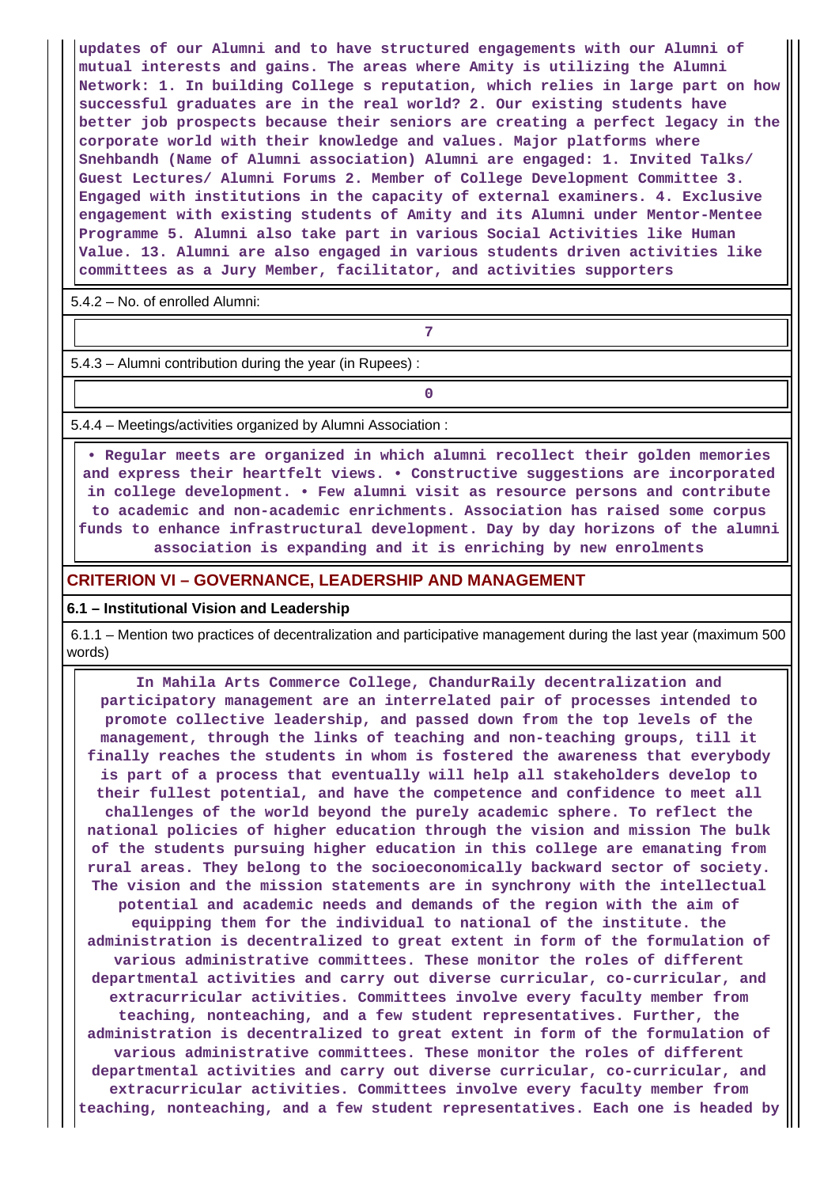updates of our Alumni and to have structured engagements with our Alumni of mutual interests and gains. The areas where Amity is utilizing the Alumni Network: 1. In building College s reputation, which relies in large part on how successful graduates are in the real world? 2. Our existing students have better job prospects because their seniors are creating a perfect legacy in the corporate world with their knowledge and values. Major platforms where Snehbandh (Name of Alumni association) Alumni are engaged: 1. Invited Talks/ Guest Lectures/ Alumni Forums 2. Member of College Development Committee 3. Engaged with institutions in the capacity of external examiners. 4. Exclusive engagement with existing students of Amity and its Alumni under Mentor-Mentee Programme 5. Alumni also take part in various Social Activities like Human Value. 13. Alumni are also engaged in various students driven activities like committees as a Jury Member, facilitator, and activities supporters

5.4.2 – No. of enrolled Alumni:

| 7 |
|---|

5.4.3 – Alumni contribution during the year (in Rupees) :

| 0 |
|---|

5.4.4 – Meetings/activities organized by Alumni Association :

• Regular meets are organized in which alumni recollect their golden memories and express their heartfelt views. • Constructive suggestions are incorporated in college development. • Few alumni visit as resource persons and contribute to academic and non-academic enrichments. Association has raised some corpus funds to enhance infrastructural development. Day by day horizons of the alumni association is expanding and it is enriching by new enrolments

## CRITERION VI – GOVERNANCE, LEADERSHIP AND MANAGEMENT

### 6.1 – Institutional Vision and Leadership

6.1.1 – Mention two practices of decentralization and participative management during the last year (maximum 500 words)

In Mahila Arts Commerce College, ChandurRaily decentralization and participatory management are an interrelated pair of processes intended to promote collective leadership, and passed down from the top levels of the management, through the links of teaching and non-teaching groups, till it finally reaches the students in whom is fostered the awareness that everybody is part of a process that eventually will help all stakeholders develop to their fullest potential, and have the competence and confidence to meet all challenges of the world beyond the purely academic sphere. To reflect the national policies of higher education through the vision and mission The bulk of the students pursuing higher education in this college are emanating from rural areas. They belong to the socioeconomically backward sector of society. The vision and the mission statements are in synchrony with the intellectual potential and academic needs and demands of the region with the aim of equipping them for the individual to national of the institute. the administration is decentralized to great extent in form of the formulation of various administrative committees. These monitor the roles of different departmental activities and carry out diverse curricular, co-curricular, and extracurricular activities. Committees involve every faculty member from teaching, nonteaching, and a few student representatives. Further, the administration is decentralized to great extent in form of the formulation of various administrative committees. These monitor the roles of different departmental activities and carry out diverse curricular, co-curricular, and extracurricular activities. Committees involve every faculty member from teaching, nonteaching, and a few student representatives. Each one is headed by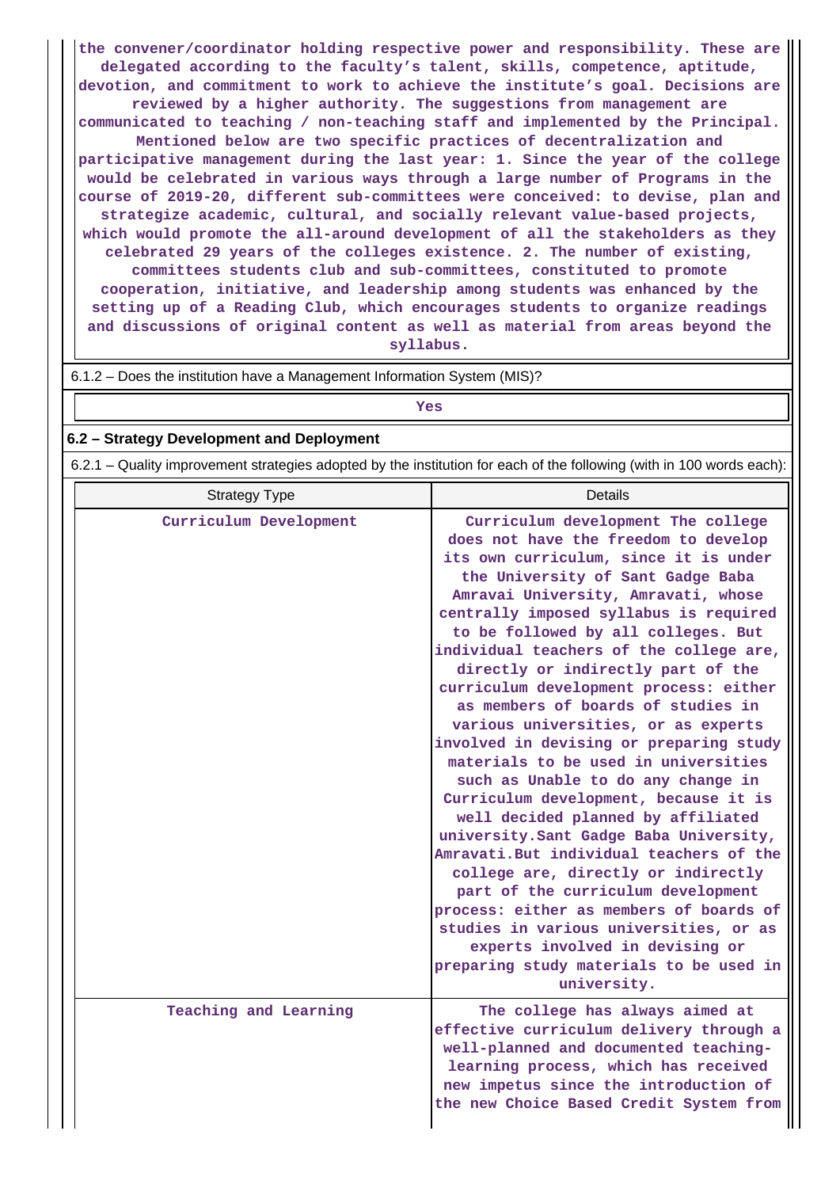the convener/coordinator holding respective power and responsibility. These are delegated according to the faculty's talent, skills, competence, aptitude, devotion, and commitment to work to achieve the institute's goal. Decisions are reviewed by a higher authority. The suggestions from management are communicated to teaching / non-teaching staff and implemented by the Principal. Mentioned below are two specific practices of decentralization and participative management during the last year: 1. Since the year of the college would be celebrated in various ways through a large number of Programs in the course of 2019-20, different sub-committees were conceived: to devise, plan and strategize academic, cultural, and socially relevant value-based projects, which would promote the all-around development of all the stakeholders as they celebrated 29 years of the colleges existence. 2. The number of existing, committees students club and sub-committees, constituted to promote cooperation, initiative, and leadership among students was enhanced by the setting up of a Reading Club, which encourages students to organize readings and discussions of original content as well as material from areas beyond the syllabus.

6.1.2 – Does the institution have a Management Information System (MIS)?

Yes

## 6.2 – Strategy Development and Deployment

6.2.1 – Quality improvement strategies adopted by the institution for each of the following (with in 100 words each):

| Strategy Type | Details |
|---|---|
| Curriculum Development | Curriculum development The college does not have the freedom to develop its own curriculum, since it is under the University of Sant Gadge Baba Amravai University, Amravati, whose centrally imposed syllabus is required to be followed by all colleges. But individual teachers of the college are, directly or indirectly part of the curriculum development process: either as members of boards of studies in various universities, or as experts involved in devising or preparing study materials to be used in universities such as Unable to do any change in Curriculum development, because it is well decided planned by affiliated university.Sant Gadge Baba University, Amravati.But individual teachers of the college are, directly or indirectly part of the curriculum development process: either as members of boards of studies in various universities, or as experts involved in devising or preparing study materials to be used in university. |
| Teaching and Learning | The college has always aimed at effective curriculum delivery through a well-planned and documented teaching-learning process, which has received new impetus since the introduction of the new Choice Based Credit System from |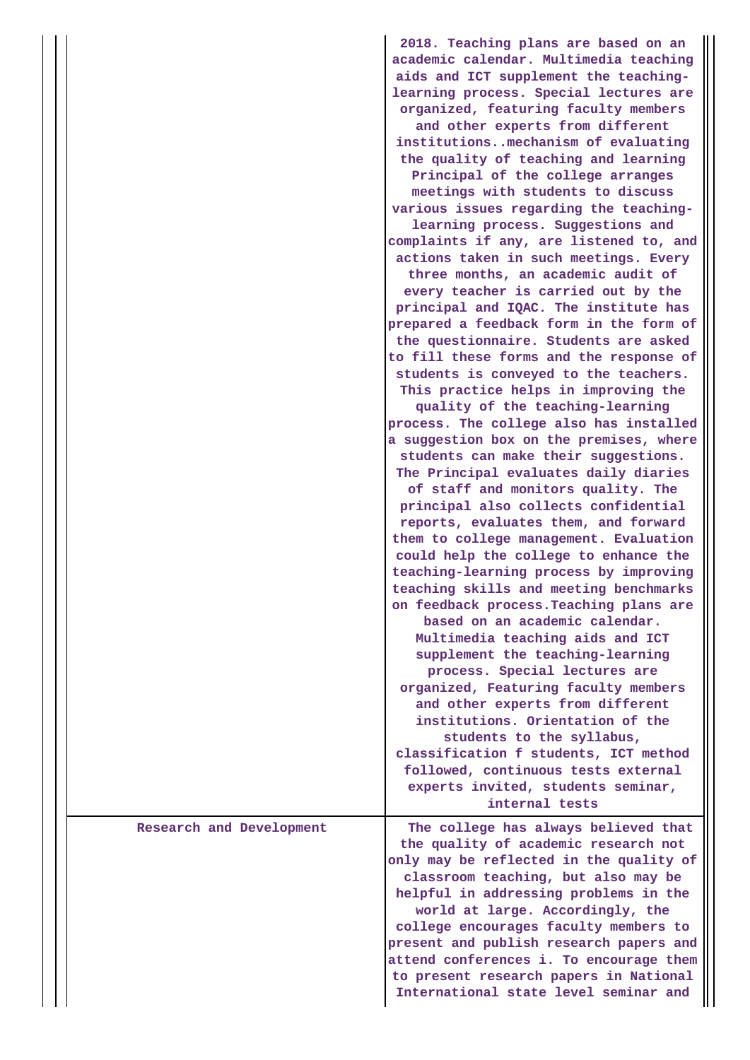|  |  |
|---|---|
|  | 2018. Teaching plans are based on an academic calendar. Multimedia teaching aids and ICT supplement the teaching-learning process. Special lectures are organized, featuring faculty members and other experts from different institutions..mechanism of evaluating the quality of teaching and learning Principal of the college arranges meetings with students to discuss various issues regarding the teaching-learning process. Suggestions and complaints if any, are listened to, and actions taken in such meetings. Every three months, an academic audit of every teacher is carried out by the principal and IQAC. The institute has prepared a feedback form in the form of the questionnaire. Students are asked to fill these forms and the response of students is conveyed to the teachers. This practice helps in improving the quality of the teaching-learning process. The college also has installed a suggestion box on the premises, where students can make their suggestions. The Principal evaluates daily diaries of staff and monitors quality. The principal also collects confidential reports, evaluates them, and forward them to college management. Evaluation could help the college to enhance the teaching-learning process by improving teaching skills and meeting benchmarks on feedback process.Teaching plans are based on an academic calendar. Multimedia teaching aids and ICT supplement the teaching-learning process. Special lectures are organized, Featuring faculty members and other experts from different institutions. Orientation of the students to the syllabus, classification f students, ICT method followed, continuous tests external experts invited, students seminar, internal tests |
| Research and Development | The college has always believed that the quality of academic research not only may be reflected in the quality of classroom teaching, but also may be helpful in addressing problems in the world at large. Accordingly, the college encourages faculty members to present and publish research papers and attend conferences i. To encourage them to present research papers in National International state level seminar and |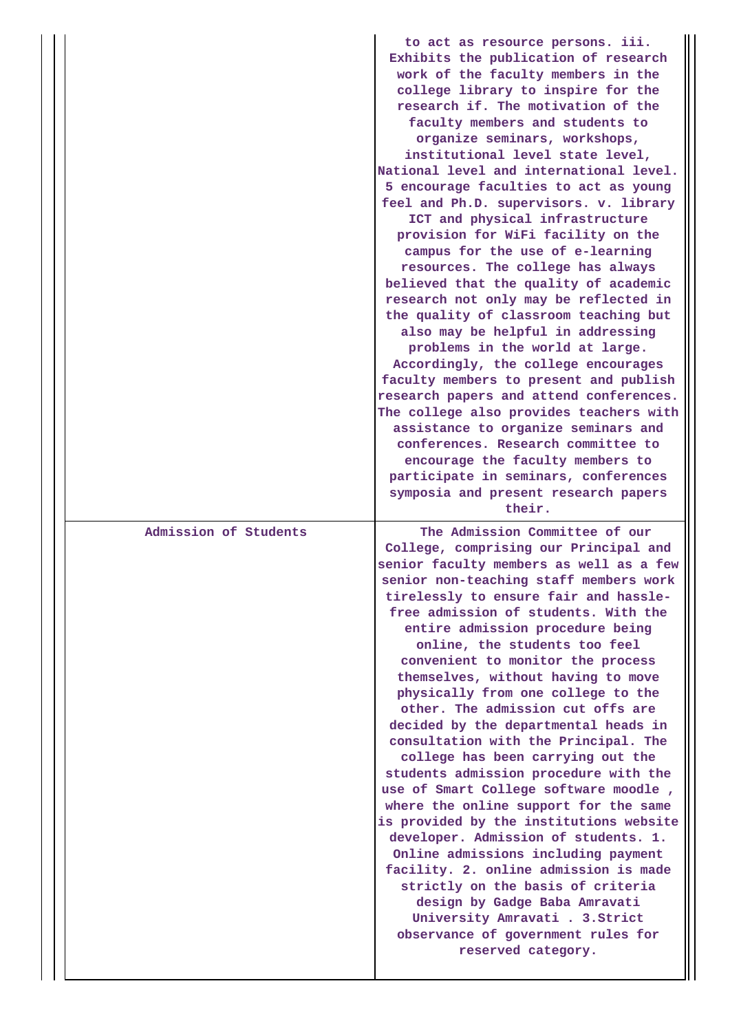|  |  |
|---|---|
|  | to act as resource persons. iii. Exhibits the publication of research work of the faculty members in the college library to inspire for the research if. The motivation of the faculty members and students to organize seminars, workshops, institutional level state level, National level and international level. 5 encourage faculties to act as young feel and Ph.D. supervisors. v. library ICT and physical infrastructure provision for WiFi facility on the campus for the use of e-learning resources. The college has always believed that the quality of academic research not only may be reflected in the quality of classroom teaching but also may be helpful in addressing problems in the world at large. Accordingly, the college encourages faculty members to present and publish research papers and attend conferences. The college also provides teachers with assistance to organize seminars and conferences. Research committee to encourage the faculty members to participate in seminars, conferences symposia and present research papers their. |
| Admission of Students | The Admission Committee of our College, comprising our Principal and senior faculty members as well as a few senior non-teaching staff members work tirelessly to ensure fair and hassle-free admission of students. With the entire admission procedure being online, the students too feel convenient to monitor the process themselves, without having to move physically from one college to the other. The admission cut offs are decided by the departmental heads in consultation with the Principal. The college has been carrying out the students admission procedure with the use of Smart College software moodle , where the online support for the same is provided by the institutions website developer. Admission of students. 1. Online admissions including payment facility. 2. online admission is made strictly on the basis of criteria design by Gadge Baba Amravati University Amravati . 3.Strict observance of government rules for reserved category. |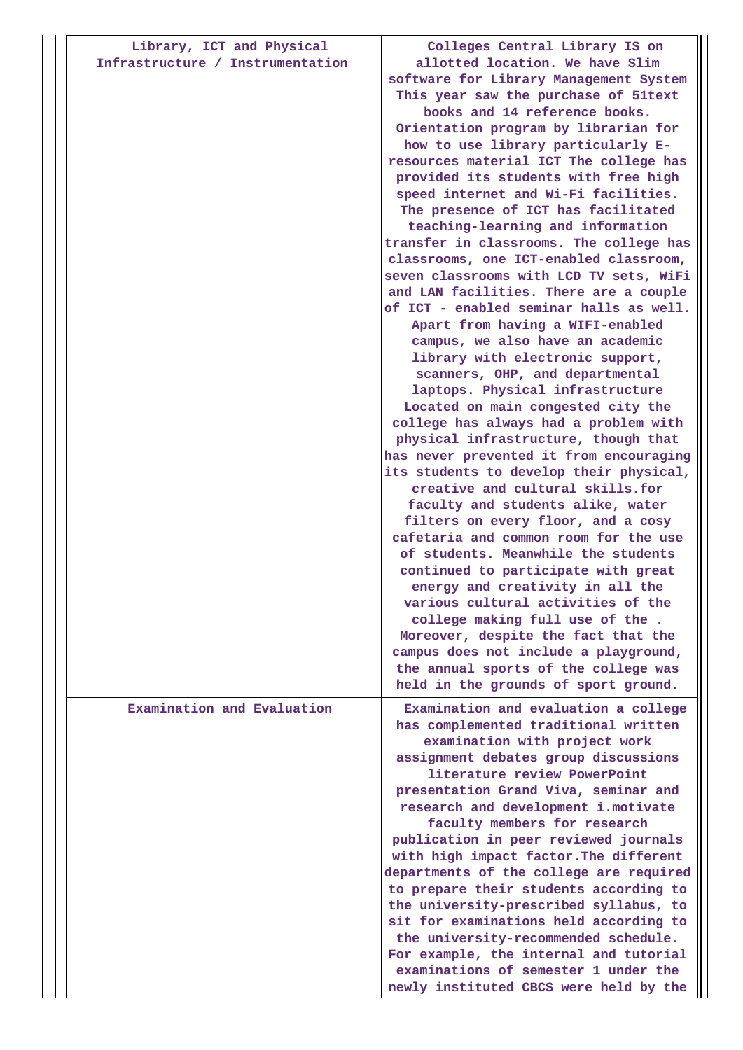| | |
|---|---|
| Library, ICT and Physical Infrastructure / Instrumentation | Colleges Central Library IS on allotted location. We have Slim software for Library Management System This year saw the purchase of 51text books and 14 reference books. Orientation program by librarian for how to use library particularly E-resources material ICT The college has provided its students with free high speed internet and Wi-Fi facilities. The presence of ICT has facilitated teaching-learning and information transfer in classrooms. The college has classrooms, one ICT-enabled classroom, seven classrooms with LCD TV sets, WiFi and LAN facilities. There are a couple of ICT - enabled seminar halls as well. Apart from having a WIFI-enabled campus, we also have an academic library with electronic support, scanners, OHP, and departmental laptops. Physical infrastructure Located on main congested city the college has always had a problem with physical infrastructure, though that has never prevented it from encouraging its students to develop their physical, creative and cultural skills.for faculty and students alike, water filters on every floor, and a cosy cafetaria and common room for the use of students. Meanwhile the students continued to participate with great energy and creativity in all the various cultural activities of the college making full use of the . Moreover, despite the fact that the campus does not include a playground, the annual sports of the college was held in the grounds of sport ground. |
| Examination and Evaluation | Examination and evaluation a college has complemented traditional written examination with project work assignment debates group discussions literature review PowerPoint presentation Grand Viva, seminar and research and development i.motivate faculty members for research publication in peer reviewed journals with high impact factor.The different departments of the college are required to prepare their students according to the university-prescribed syllabus, to sit for examinations held according to the university-recommended schedule. For example, the internal and tutorial examinations of semester 1 under the newly instituted CBCS were held by the |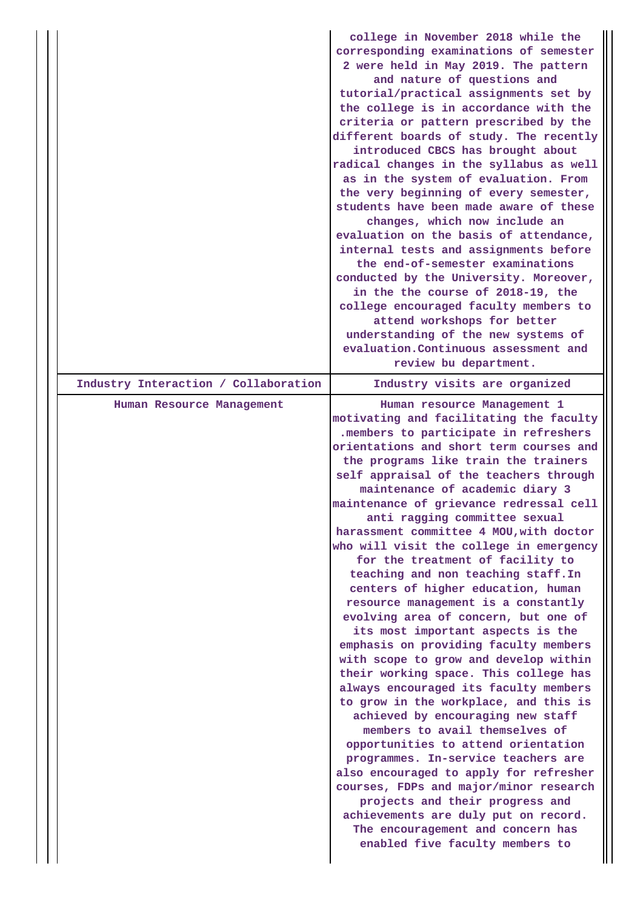| | |
|---|---|
| | college in November 2018 while the corresponding examinations of semester 2 were held in May 2019. The pattern and nature of questions and tutorial/practical assignments set by the college is in accordance with the criteria or pattern prescribed by the different boards of study. The recently introduced CBCS has brought about radical changes in the syllabus as well as in the system of evaluation. From the very beginning of every semester, students have been made aware of these changes, which now include an evaluation on the basis of attendance, internal tests and assignments before the end-of-semester examinations conducted by the University. Moreover, in the the course of 2018-19, the college encouraged faculty members to attend workshops for better understanding of the new systems of evaluation.Continuous assessment and review bu department. |
| Industry Interaction / Collaboration | Industry visits are organized |
| Human Resource Management | Human resource Management 1 motivating and facilitating the faculty .members to participate in refreshers orientations and short term courses and the programs like train the trainers self appraisal of the teachers through maintenance of academic diary 3 maintenance of grievance redressal cell anti ragging committee sexual harassment committee 4 MOU,with doctor who will visit the college in emergency for the treatment of facility to teaching and non teaching staff.In centers of higher education, human resource management is a constantly evolving area of concern, but one of its most important aspects is the emphasis on providing faculty members with scope to grow and develop within their working space. This college has always encouraged its faculty members to grow in the workplace, and this is achieved by encouraging new staff members to avail themselves of opportunities to attend orientation programmes. In-service teachers are also encouraged to apply for refresher courses, FDPs and major/minor research projects and their progress and achievements are duly put on record. The encouragement and concern has enabled five faculty members to |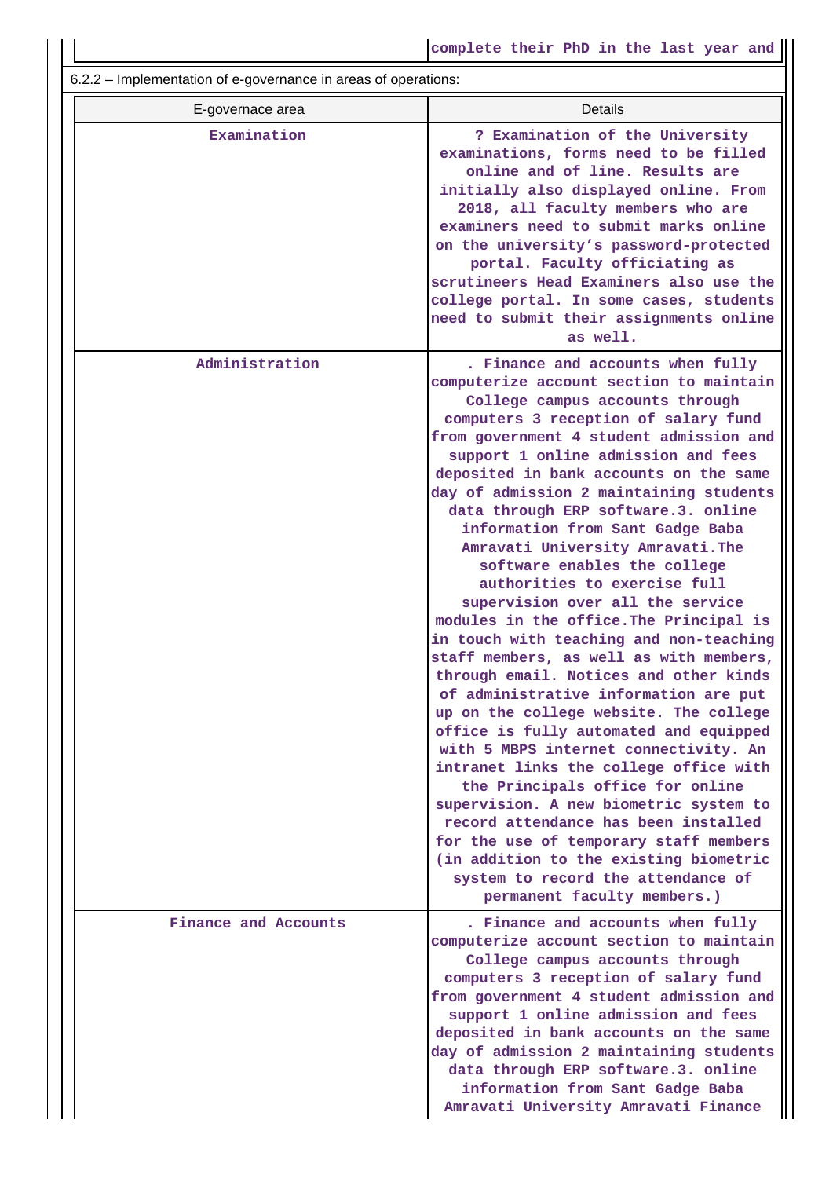| | complete their PhD in the last year and |
|---|---|

6.2.2 – Implementation of e-governance in areas of operations:

| E-governace area | Details |
|---|---|
| Examination | ? Examination of the University examinations, forms need to be filled online and of line. Results are initially also displayed online. From 2018, all faculty members who are examiners need to submit marks online on the university's password-protected portal. Faculty officiating as scrutineers Head Examiners also use the college portal. In some cases, students need to submit their assignments online as well. |
| Administration | . Finance and accounts when fully computerize account section to maintain College campus accounts through computers 3 reception of salary fund from government 4 student admission and support 1 online admission and fees deposited in bank accounts on the same day of admission 2 maintaining students data through ERP software.3. online information from Sant Gadge Baba Amravati University Amravati.The software enables the college authorities to exercise full supervision over all the service modules in the office.The Principal is in touch with teaching and non-teaching staff members, as well as with members, through email. Notices and other kinds of administrative information are put up on the college website. The college office is fully automated and equipped with 5 MBPS internet connectivity. An intranet links the college office with the Principals office for online supervision. A new biometric system to record attendance has been installed for the use of temporary staff members (in addition to the existing biometric system to record the attendance of permanent faculty members.) |
| Finance and Accounts | . Finance and accounts when fully computerize account section to maintain College campus accounts through computers 3 reception of salary fund from government 4 student admission and support 1 online admission and fees deposited in bank accounts on the same day of admission 2 maintaining students data through ERP software.3. online information from Sant Gadge Baba Amravati University Amravati Finance |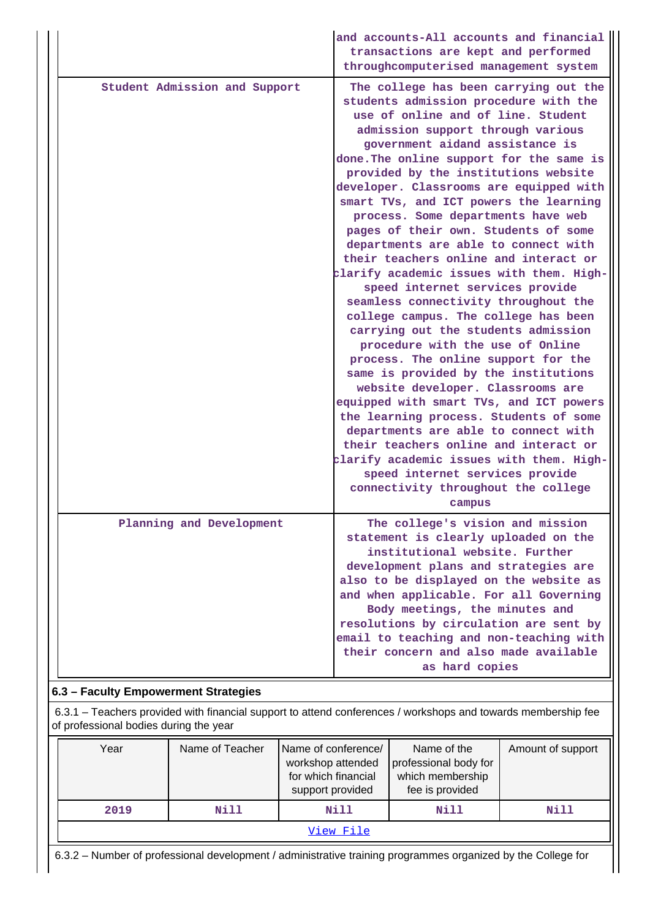| | |
|---|---|
| | and accounts-All accounts and financial transactions are kept and performed throughcomputerised management system |
| Student Admission and Support | The college has been carrying out the students admission procedure with the use of online and of line. Student admission support through various government aidand assistance is done.The online support for the same is provided by the institutions website developer. Classrooms are equipped with smart TVs, and ICT powers the learning process. Some departments have web pages of their own. Students of some departments are able to connect with their teachers online and interact or clarify academic issues with them. High-speed internet services provide seamless connectivity throughout the college campus. The college has been carrying out the students admission procedure with the use of Online process. The online support for the same is provided by the institutions website developer. Classrooms are equipped with smart TVs, and ICT powers the learning process. Students of some departments are able to connect with their teachers online and interact or clarify academic issues with them. High-speed internet services provide connectivity throughout the college campus |
| Planning and Development | The college's vision and mission statement is clearly uploaded on the institutional website. Further development plans and strategies are also to be displayed on the website as and when applicable. For all Governing Body meetings, the minutes and resolutions by circulation are sent by email to teaching and non-teaching with their concern and also made available as hard copies |

### 6.3 – Faculty Empowerment Strategies

6.3.1 – Teachers provided with financial support to attend conferences / workshops and towards membership fee of professional bodies during the year

| Year | Name of Teacher | Name of conference/ workshop attended for which financial support provided | Name of the professional body for which membership fee is provided | Amount of support |
|---|---|---|---|---|
| 2019 | Nill | Nill | Nill | Nill |
| View File | | | | |

6.3.2 – Number of professional development / administrative training programmes organized by the College for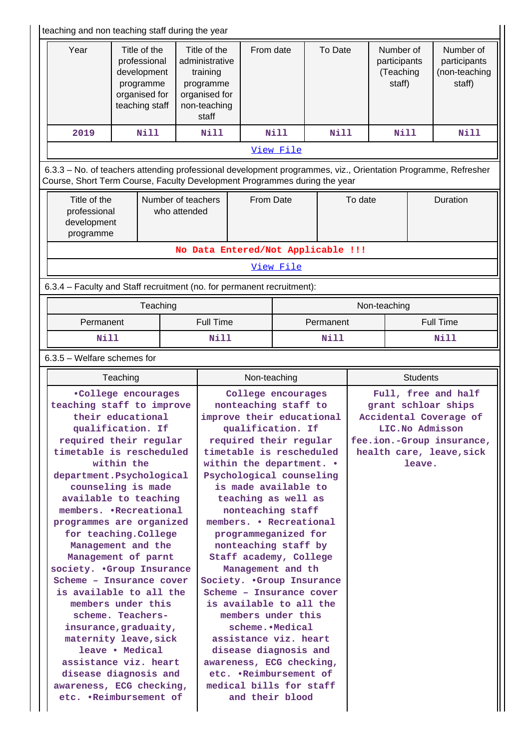teaching and non teaching staff during the year

| Year | Title of the professional development programme organised for teaching staff | Title of the administrative training programme organised for non-teaching staff | From date | To Date | Number of participants (Teaching staff) | Number of participants (non-teaching staff) |
|---|---|---|---|---|---|---|
| 2019 | Nill | Nill | Nill | Nill | Nill | Nill |
| [View File] | | | | | | |

6.3.3 – No. of teachers attending professional development programmes, viz., Orientation Programme, Refresher Course, Short Term Course, Faculty Development Programmes during the year

| Title of the professional development programme | Number of teachers who attended | From Date | To date | Duration |
|---|---|---|---|---|
| No Data Entered/Not Applicable !!! | | | | |
| [View File] | | | | |

6.3.4 – Faculty and Staff recruitment (no. for permanent recruitment):

| Teaching | | Non-teaching | |
|---|---|---|---|
| Permanent | Full Time | Permanent | Full Time |
| Nill | Nill | Nill | Nill |

6.3.5 – Welfare schemes for

| Teaching | Non-teaching | Students |
|---|---|---|
| •College encourages teaching staff to improve their educational qualification. If required their regular timetable is rescheduled within the department.Psychological counseling is made available to teaching members. •Recreational programmes are organized for teaching.College Management and the Management of parnt society. •Group Insurance Scheme – Insurance cover is available to all the members under this scheme. Teachers- insurance,graduaity, maternity leave,sick leave • Medical assistance viz. heart disease diagnosis and awareness, ECG checking, etc. •Reimbursement of | College encourages nonteaching staff to improve their educational qualification. If required their regular timetable is rescheduled within the department. • Psychological counseling is made available to teaching as well as nonteaching staff members. • Recreational programmeganized for nonteaching staff by Staff academy, College Management and th Society. •Group Insurance Scheme – Insurance cover is available to all the members under this scheme.•Medical assistance viz. heart disease diagnosis and awareness, ECG checking, etc. •Reimbursement of medical bills for staff and their blood | Full, free and half grant schloar ships Accidental Coverage of LIC.No Admisson fee.ion.-Group insurance, health care, leave,sick leave. |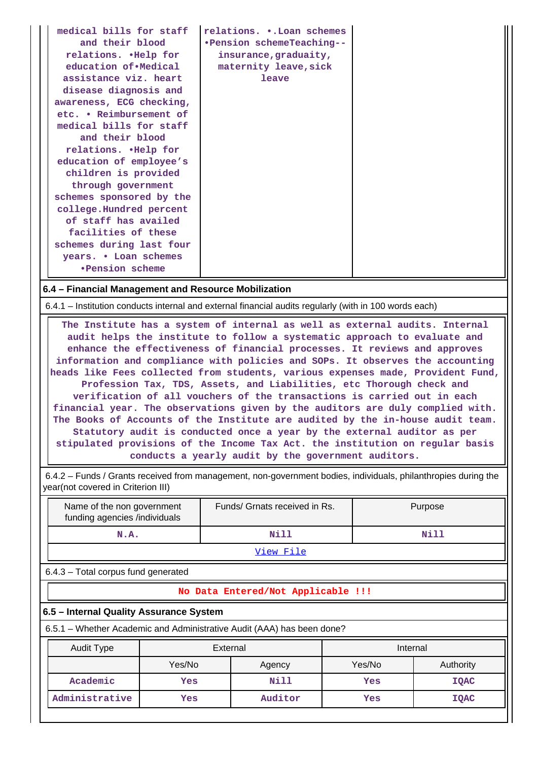| | | |
|---|---|---|
| medical bills for staff and their blood relations. •Help for education of•Medical assistance viz. heart disease diagnosis and awareness, ECG checking, etc. • Reimbursement of medical bills for staff and their blood relations. •Help for education of employee's children is provided through government schemes sponsored by the college.Hundred percent of staff has availed facilities of these schemes during last four years. • Loan schemes •Pension scheme | relations. •.Loan schemes •Pension schemeTeaching--insurance,graduaity, maternity leave,sick leave | |

**6.4 – Financial Management and Resource Mobilization**

6.4.1 – Institution conducts internal and external financial audits regularly (with in 100 words each)

The Institute has a system of internal as well as external audits. Internal audit helps the institute to follow a systematic approach to evaluate and enhance the effectiveness of financial processes. It reviews and approves information and compliance with policies and SOPs. It observes the accounting heads like Fees collected from students, various expenses made, Provident Fund, Profession Tax, TDS, Assets, and Liabilities, etc Thorough check and verification of all vouchers of the transactions is carried out in each financial year. The observations given by the auditors are duly complied with. The Books of Accounts of the Institute are audited by the in-house audit team. Statutory audit is conducted once a year by the external auditor as per stipulated provisions of the Income Tax Act. the institution on regular basis conducts a yearly audit by the government auditors.

6.4.2 – Funds / Grants received from management, non-government bodies, individuals, philanthropies during the year(not covered in Criterion III)

| Name of the non government funding agencies /individuals | Funds/ Grnats received in Rs. | Purpose |
|---|---|---|
| N.A. | Nill | Nill |
| View File | | |

6.4.3 – Total corpus fund generated

No Data Entered/Not Applicable !!!

**6.5 – Internal Quality Assurance System**

6.5.1 – Whether Academic and Administrative Audit (AAA) has been done?

| Audit Type | External | | Internal | |
|---|---|---|---|---|
| | Yes/No | Agency | Yes/No | Authority |
| Academic | Yes | Nill | Yes | IQAC |
| Administrative | Yes | Auditor | Yes | IQAC |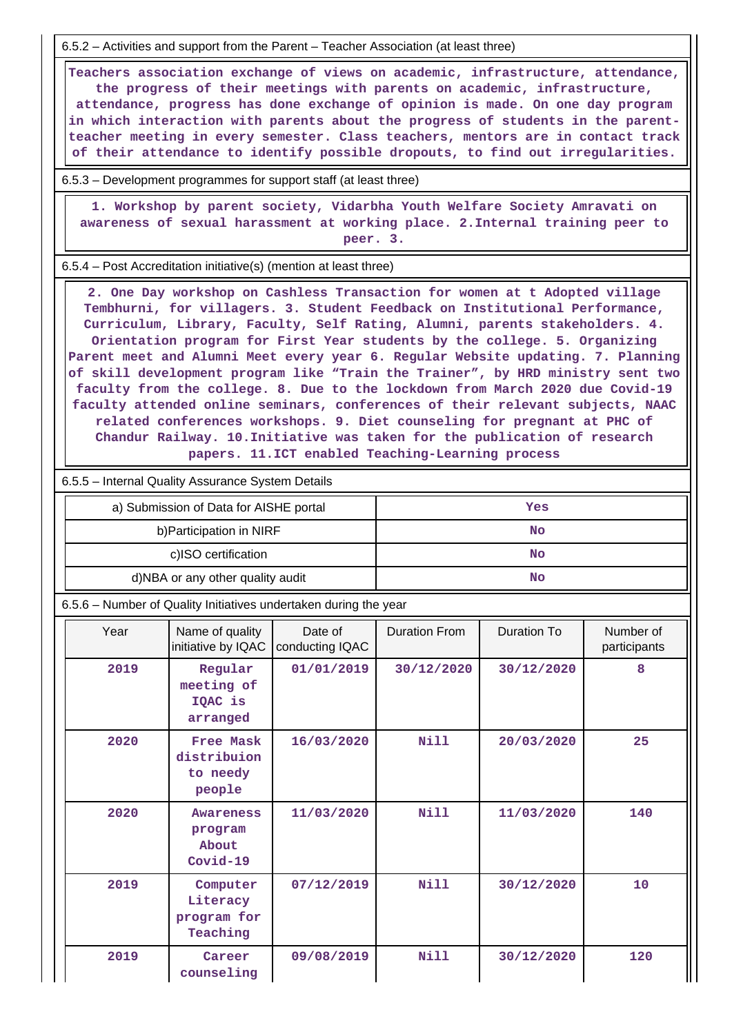6.5.2 – Activities and support from the Parent – Teacher Association (at least three)

Teachers association exchange of views on academic, infrastructure, attendance, the progress of their meetings with parents on academic, infrastructure, attendance, progress has done exchange of opinion is made. On one day program in which interaction with parents about the progress of students in the parent-teacher meeting in every semester. Class teachers, mentors are in contact track of their attendance to identify possible dropouts, to find out irregularities.

6.5.3 – Development programmes for support staff (at least three)

1. Workshop by parent society, Vidarbha Youth Welfare Society Amravati on awareness of sexual harassment at working place. 2.Internal training peer to peer. 3.

6.5.4 – Post Accreditation initiative(s) (mention at least three)

2. One Day workshop on Cashless Transaction for women at t Adopted village Tembhurni, for villagers. 3. Student Feedback on Institutional Performance, Curriculum, Library, Faculty, Self Rating, Alumni, parents stakeholders. 4. Orientation program for First Year students by the college. 5. Organizing Parent meet and Alumni Meet every year 6. Regular Website updating. 7. Planning of skill development program like "Train the Trainer", by HRD ministry sent two faculty from the college. 8. Due to the lockdown from March 2020 due Covid-19 faculty attended online seminars, conferences of their relevant subjects, NAAC related conferences workshops. 9. Diet counseling for pregnant at PHC of Chandur Railway. 10.Initiative was taken for the publication of research papers. 11.ICT enabled Teaching-Learning process

6.5.5 – Internal Quality Assurance System Details

| | |
|---|---|
| a) Submission of Data for AISHE portal | Yes |
| b)Participation in NIRF | No |
| c)ISO certification | No |
| d)NBA or any other quality audit | No |

6.5.6 – Number of Quality Initiatives undertaken during the year

| Year | Name of quality initiative by IQAC | Date of conducting IQAC | Duration From | Duration To | Number of participants |
|---|---|---|---|---|---|
| 2019 | Regular meeting of IQAC is arranged | 01/01/2019 | 30/12/2020 | 30/12/2020 | 8 |
| 2020 | Free Mask distribuion to needy people | 16/03/2020 | Nill | 20/03/2020 | 25 |
| 2020 | Awareness program About Covid-19 | 11/03/2020 | Nill | 11/03/2020 | 140 |
| 2019 | Computer Literacy program for Teaching | 07/12/2019 | Nill | 30/12/2020 | 10 |
| 2019 | Career counseling | 09/08/2019 | Nill | 30/12/2020 | 120 |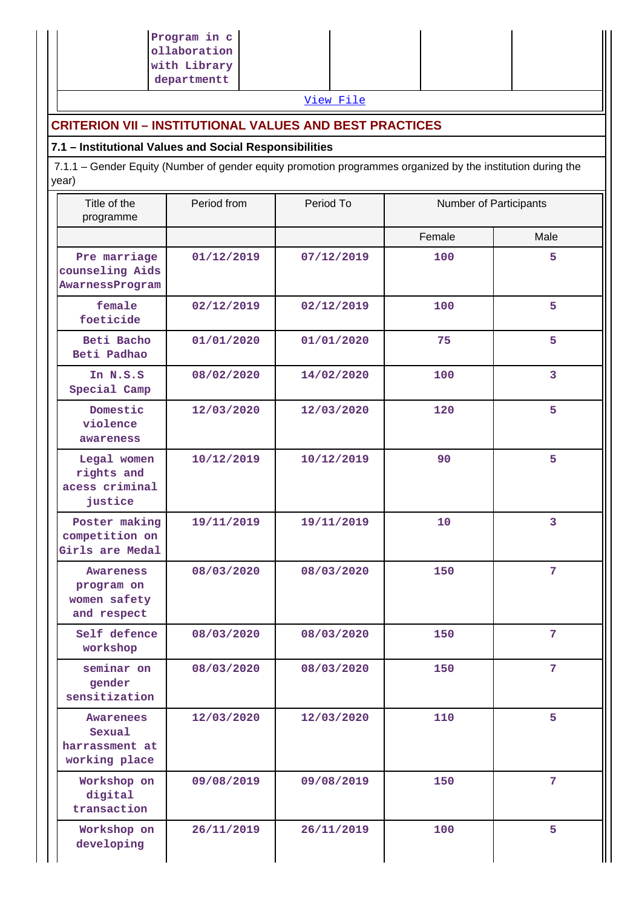| | Program in collaboration with Library departmentt | | | |
|---|---|---|---|---|

View File

## CRITERION VII – INSTITUTIONAL VALUES AND BEST PRACTICES

### 7.1 – Institutional Values and Social Responsibilities

7.1.1 – Gender Equity (Number of gender equity promotion programmes organized by the institution during the year)

| Title of the programme | Period from | Period To | Number of Participants | |
|---|---|---|---|---|
| | | | Female | Male |
| Pre marriage counseling Aids AwarnessProgram | 01/12/2019 | 07/12/2019 | 100 | 5 |
| female foeticide | 02/12/2019 | 02/12/2019 | 100 | 5 |
| Beti Bacho Beti Padhao | 01/01/2020 | 01/01/2020 | 75 | 5 |
| In N.S.S Special Camp | 08/02/2020 | 14/02/2020 | 100 | 3 |
| Domestic violence awareness | 12/03/2020 | 12/03/2020 | 120 | 5 |
| Legal women rights and acess criminal justice | 10/12/2019 | 10/12/2019 | 90 | 5 |
| Poster making competition on Girls are Medal | 19/11/2019 | 19/11/2019 | 10 | 3 |
| Awareness program on women safety and respect | 08/03/2020 | 08/03/2020 | 150 | 7 |
| Self defence workshop | 08/03/2020 | 08/03/2020 | 150 | 7 |
| seminar on gender sensitization | 08/03/2020 | 08/03/2020 | 150 | 7 |
| Awarenees Sexual harrassment at working place | 12/03/2020 | 12/03/2020 | 110 | 5 |
| Workshop on digital transaction | 09/08/2019 | 09/08/2019 | 150 | 7 |
| Workshop on developing | 26/11/2019 | 26/11/2019 | 100 | 5 |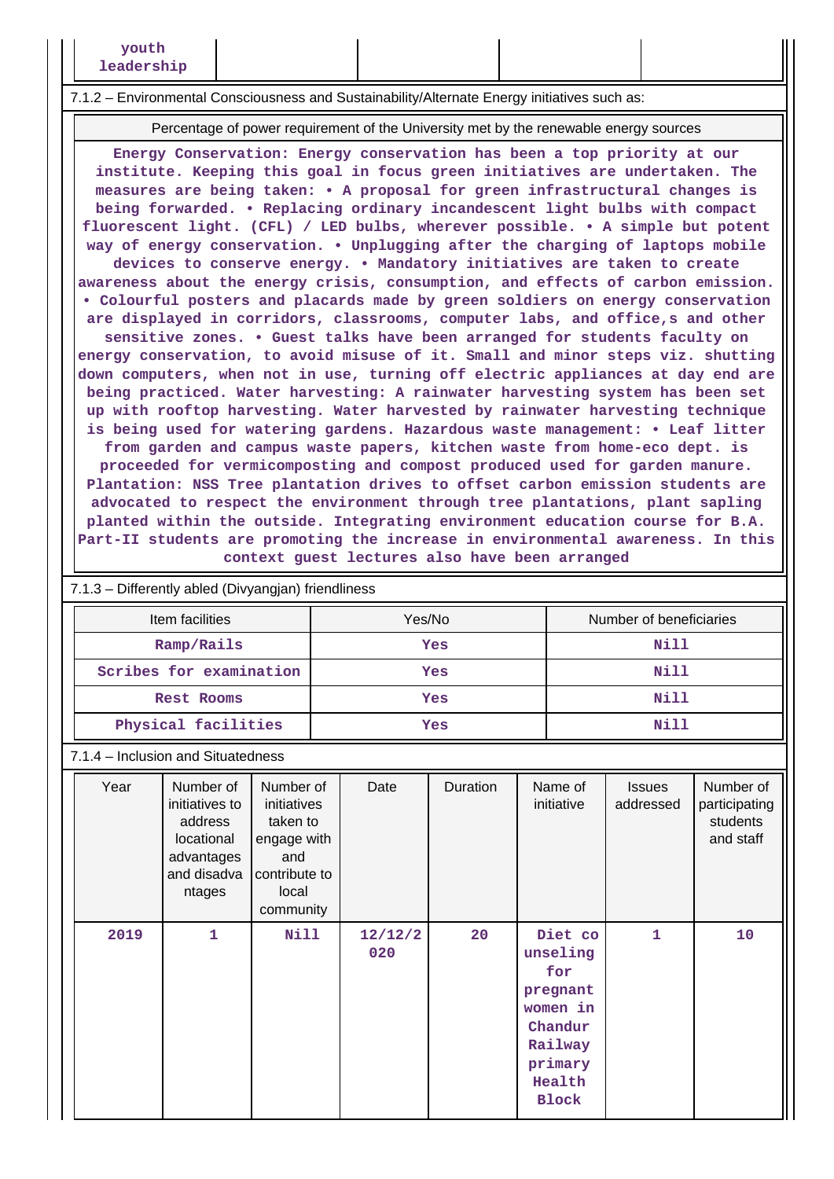| youth leadership | | | | |
|---|---|---|---|---|

7.1.2 – Environmental Consciousness and Sustainability/Alternate Energy initiatives such as:

| Percentage of power requirement of the University met by the renewable energy sources |
|---|
| Energy Conservation: Energy conservation has been a top priority at our institute. Keeping this goal in focus green initiatives are undertaken. The measures are being taken: • A proposal for green infrastructural changes is being forwarded. • Replacing ordinary incandescent light bulbs with compact fluorescent light. (CFL) / LED bulbs, wherever possible. • A simple but potent way of energy conservation. • Unplugging after the charging of laptops mobile devices to conserve energy. • Mandatory initiatives are taken to create awareness about the energy crisis, consumption, and effects of carbon emission. • Colourful posters and placards made by green soldiers on energy conservation are displayed in corridors, classrooms, computer labs, and office,s and other sensitive zones. • Guest talks have been arranged for students faculty on energy conservation, to avoid misuse of it. Small and minor steps viz. shutting down computers, when not in use, turning off electric appliances at day end are being practiced. Water harvesting: A rainwater harvesting system has been set up with rooftop harvesting. Water harvested by rainwater harvesting technique is being used for watering gardens. Hazardous waste management: • Leaf litter from garden and campus waste papers, kitchen waste from home-eco dept. is proceeded for vermicomposting and compost produced used for garden manure. Plantation: NSS Tree plantation drives to offset carbon emission students are advocated to respect the environment through tree plantations, plant sapling planted within the outside. Integrating environment education course for B.A. Part-II students are promoting the increase in environmental awareness. In this context guest lectures also have been arranged |

7.1.3 – Differently abled (Divyangjan) friendliness

| Item facilities | Yes/No | Number of beneficiaries |
|---|---|---|
| Ramp/Rails | Yes | Nill |
| Scribes for examination | Yes | Nill |
| Rest Rooms | Yes | Nill |
| Physical facilities | Yes | Nill |

7.1.4 – Inclusion and Situatedness

| Year | Number of initiatives to address locational advantages and disadvantages | Number of initiatives taken to engage with and contribute to local community | Date | Duration | Name of initiative | Issues addressed | Number of participating students and staff |
|---|---|---|---|---|---|---|---|
| 2019 | 1 | Nill | 12/12/2020 | 20 | Diet counseling for pregnant women in Chandur Railway primary Health Block | 1 | 10 |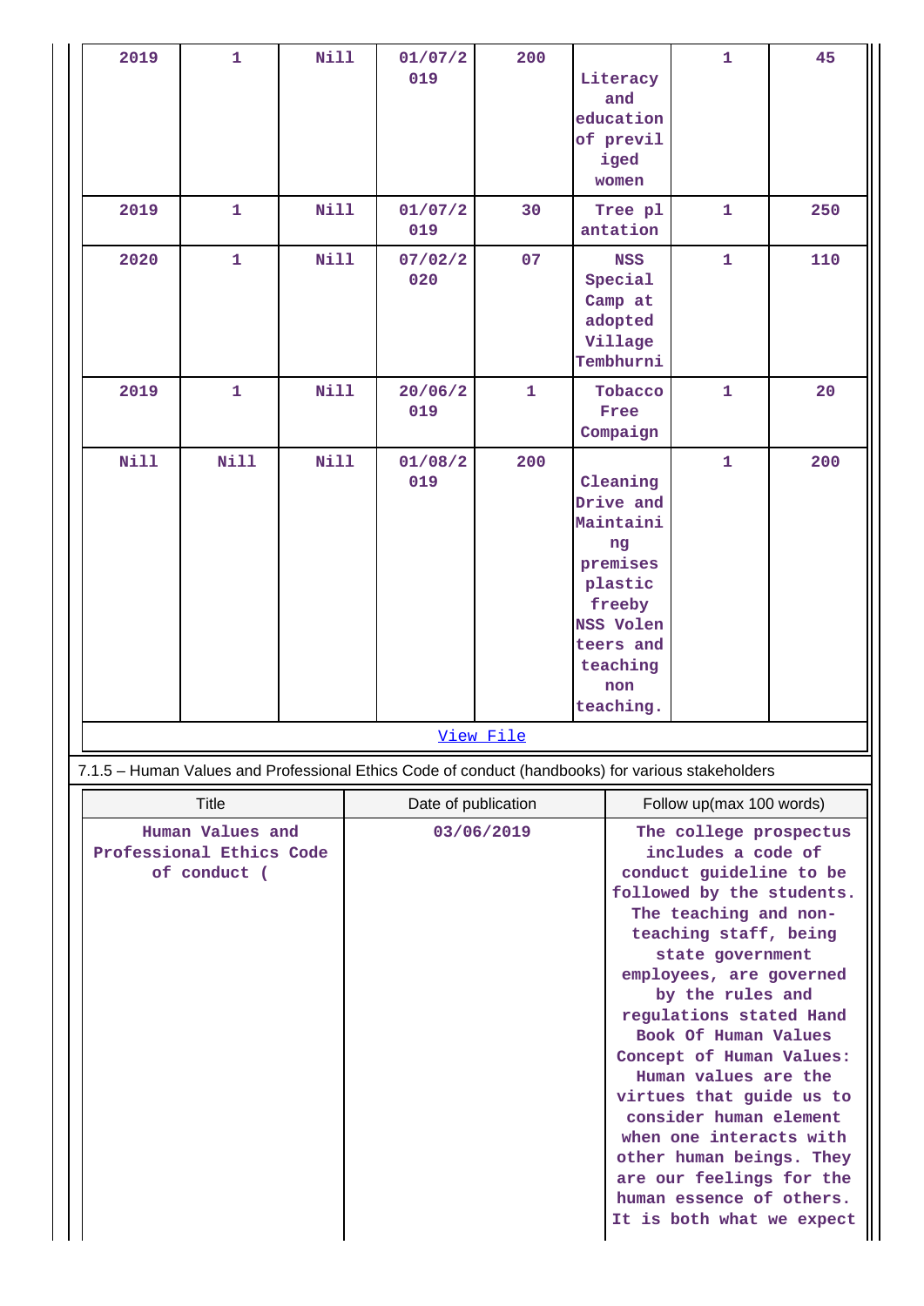| | | | | | | | |
|---|---|---|---|---|---|---|---|
| 2019 | 1 | Nill | 01/07/2019 | 200 | Literacy and education of previliged women | 1 | 45 |
| 2019 | 1 | Nill | 01/07/2019 | 30 | Tree plantation | 1 | 250 |
| 2020 | 1 | Nill | 07/02/2020 | 07 | NSS Special Camp at adopted Village Tembhurni | 1 | 110 |
| 2019 | 1 | Nill | 20/06/2019 | 1 | Tobacco Free Compaign | 1 | 20 |
| Nill | Nill | Nill | 01/08/2019 | 200 | Cleaning Drive and Maintaining premises plastic freeby NSS Volenteers and teaching non teaching. | 1 | 200 |

View File

7.1.5 – Human Values and Professional Ethics Code of conduct (handbooks) for various stakeholders

| Title | Date of publication | Follow up(max 100 words) |
|---|---|---|
| Human Values and Professional Ethics Code of conduct ( | 03/06/2019 | The college prospectus includes a code of conduct guideline to be followed by the students. The teaching and non-teaching staff, being state government employees, are governed by the rules and regulations stated Hand Book Of Human Values Concept of Human Values: Human values are the virtues that guide us to consider human element when one interacts with other human beings. They are our feelings for the human essence of others. It is both what we expect |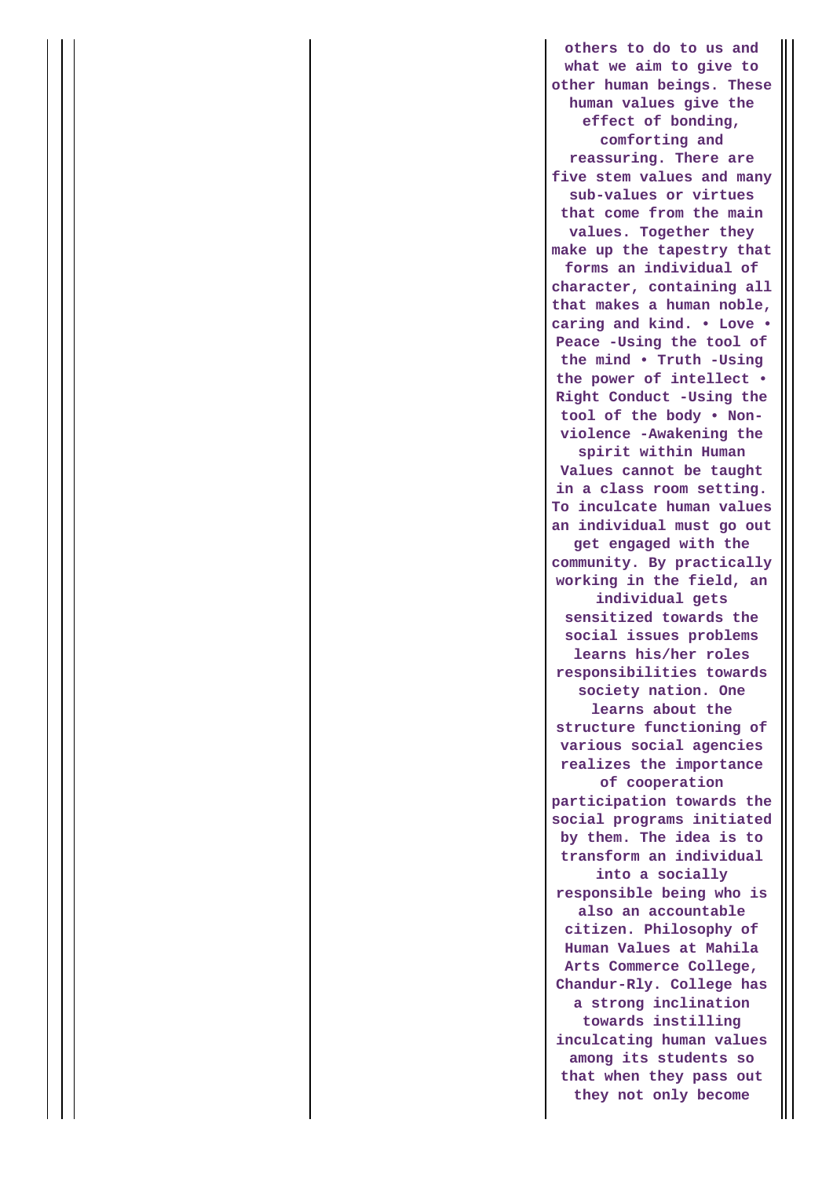| | | |
|---|---|---|
| | | others to do to us and what we aim to give to other human beings. These human values give the effect of bonding, comforting and reassuring. There are five stem values and many sub-values or virtues that come from the main values. Together they make up the tapestry that forms an individual of character, containing all that makes a human noble, caring and kind. • Love • Peace -Using the tool of the mind • Truth -Using the power of intellect • Right Conduct -Using the tool of the body • Non-violence -Awakening the spirit within Human Values cannot be taught in a class room setting. To inculcate human values an individual must go out get engaged with the community. By practically working in the field, an individual gets sensitized towards the social issues problems learns his/her roles responsibilities towards society nation. One learns about the structure functioning of various social agencies realizes the importance of cooperation participation towards the social programs initiated by them. The idea is to transform an individual into a socially responsible being who is also an accountable citizen. Philosophy of Human Values at Mahila Arts Commerce College, Chandur-Rly. College has a strong inclination towards instilling inculcating human values among its students so that when they pass out they not only become |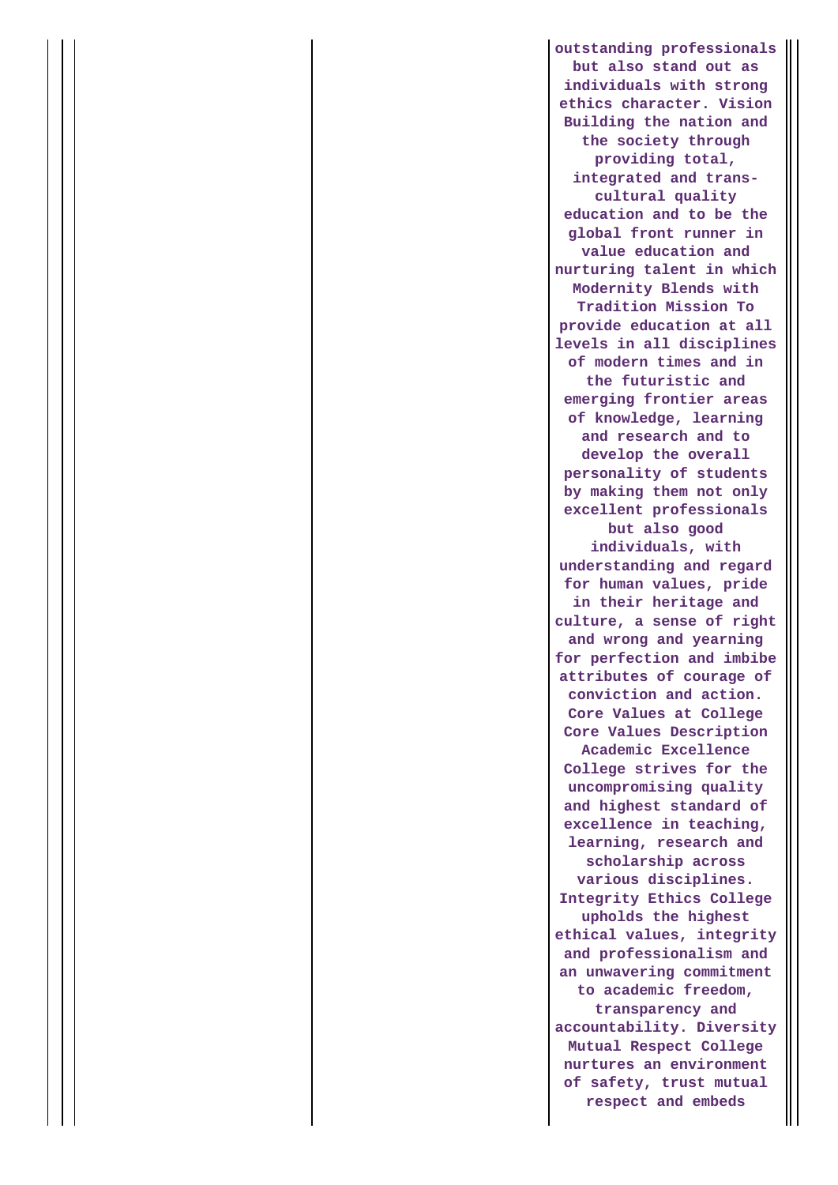| | | |
|---|---|---|
| | | **outstanding professionals but also stand out as individuals with strong ethics character. Vision Building the nation and the society through providing total, integrated and trans-cultural quality education and to be the global front runner in value education and nurturing talent in which Modernity Blends with Tradition Mission To provide education at all levels in all disciplines of modern times and in the futuristic and emerging frontier areas of knowledge, learning and research and to develop the overall personality of students by making them not only excellent professionals but also good individuals, with understanding and regard for human values, pride in their heritage and culture, a sense of right and wrong and yearning for perfection and imbibe attributes of courage of conviction and action. Core Values at College Core Values Description Academic Excellence College strives for the uncompromising quality and highest standard of excellence in teaching, learning, research and scholarship across various disciplines. Integrity Ethics College upholds the highest ethical values, integrity and professionalism and an unwavering commitment to academic freedom, transparency and accountability. Diversity Mutual Respect College nurtures an environment of safety, trust mutual respect and embeds** |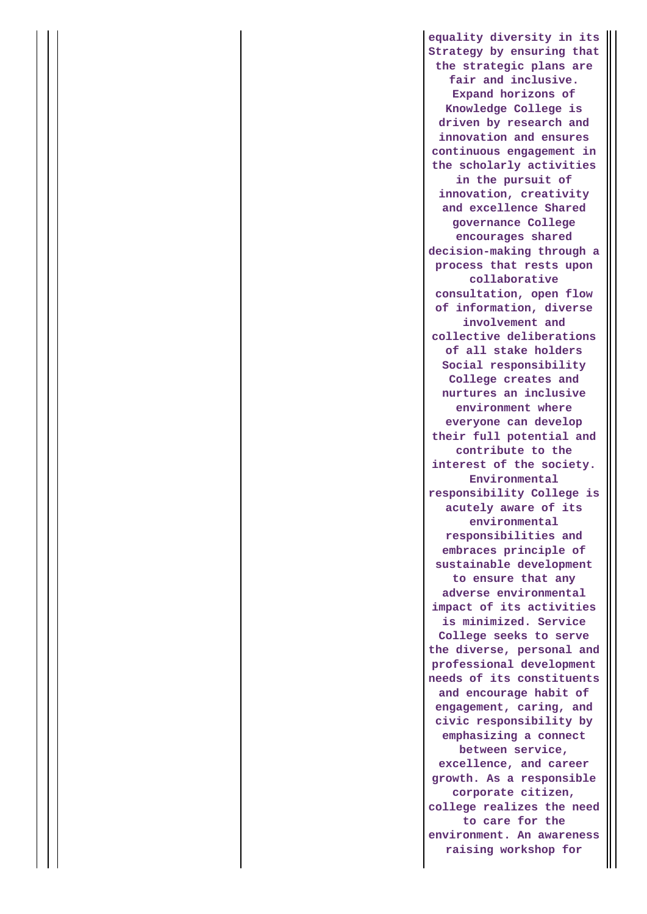| | | |
|---|---|---|
| | | equality diversity in its Strategy by ensuring that the strategic plans are fair and inclusive. Expand horizons of Knowledge College is driven by research and innovation and ensures continuous engagement in the scholarly activities in the pursuit of innovation, creativity and excellence Shared governance College encourages shared decision-making through a process that rests upon collaborative consultation, open flow of information, diverse involvement and collective deliberations of all stake holders Social responsibility College creates and nurtures an inclusive environment where everyone can develop their full potential and contribute to the interest of the society. Environmental responsibility College is acutely aware of its environmental responsibilities and embraces principle of sustainable development to ensure that any adverse environmental impact of its activities is minimized. Service College seeks to serve the diverse, personal and professional development needs of its constituents and encourage habit of engagement, caring, and civic responsibility by emphasizing a connect between service, excellence, and career growth. As a responsible corporate citizen, college realizes the need to care for the environment. An awareness raising workshop for |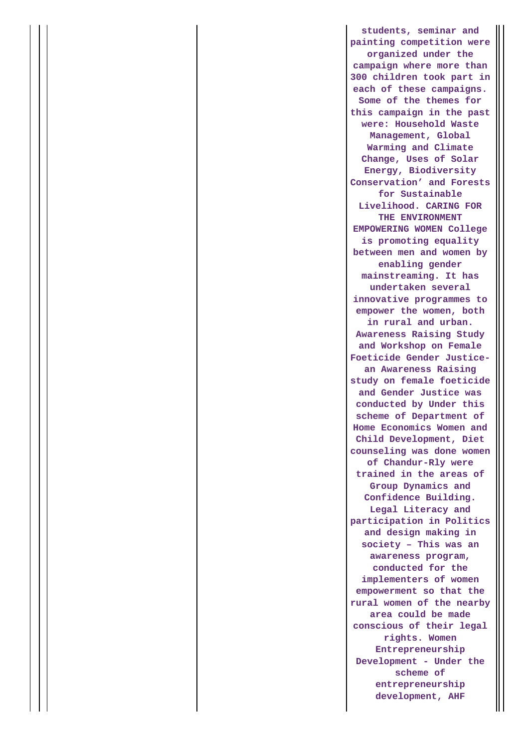| | | | |
|---|---|---|---|
| | | | students, seminar and painting competition were organized under the campaign where more than 300 children took part in each of these campaigns. Some of the themes for this campaign in the past were: Household Waste Management, Global Warming and Climate Change, Uses of Solar Energy, Biodiversity Conservation' and Forests for Sustainable Livelihood. CARING FOR THE ENVIRONMENT EMPOWERING WOMEN College is promoting equality between men and women by enabling gender mainstreaming. It has undertaken several innovative programmes to empower the women, both in rural and urban. Awareness Raising Study and Workshop on Female Foeticide Gender Justice- an Awareness Raising study on female foeticide and Gender Justice was conducted by Under this scheme of Department of Home Economics Women and Child Development, Diet counseling was done women of Chandur-Rly were trained in the areas of Group Dynamics and Confidence Building. Legal Literacy and participation in Politics and design making in society – This was an awareness program, conducted for the implementers of women empowerment so that the rural women of the nearby area could be made conscious of their legal rights. Women Entrepreneurship Development - Under the scheme of entrepreneurship development, AHF |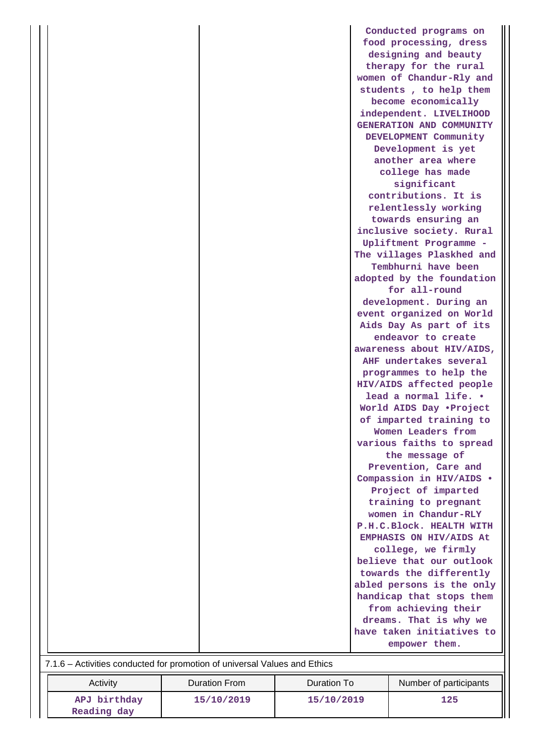| | | |
|---|---|---|
| | | Conducted programs on food processing, dress designing and beauty therapy for the rural women of Chandur-Rly and students , to help them become economically independent. LIVELIHOOD GENERATION AND COMMUNITY DEVELOPMENT Community Development is yet another area where college has made significant contributions. It is relentlessly working towards ensuring an inclusive society. Rural Upliftment Programme - The villages Plaskhed and Tembhurni have been adopted by the foundation for all-round development. During an event organized on World Aids Day As part of its endeavor to create awareness about HIV/AIDS, AHF undertakes several programmes to help the HIV/AIDS affected people lead a normal life. • World AIDS Day •Project of imparted training to Women Leaders from various faiths to spread the message of Prevention, Care and Compassion in HIV/AIDS • Project of imparted training to pregnant women in Chandur-RLY P.H.C.Block. HEALTH WITH EMPHASIS ON HIV/AIDS At college, we firmly believe that our outlook towards the differently abled persons is the only handicap that stops them from achieving their dreams. That is why we have taken initiatives to empower them. |

7.1.6 – Activities conducted for promotion of universal Values and Ethics

| Activity | Duration From | Duration To | Number of participants |
|---|---|---|---|
| APJ birthday Reading day | 15/10/2019 | 15/10/2019 | 125 |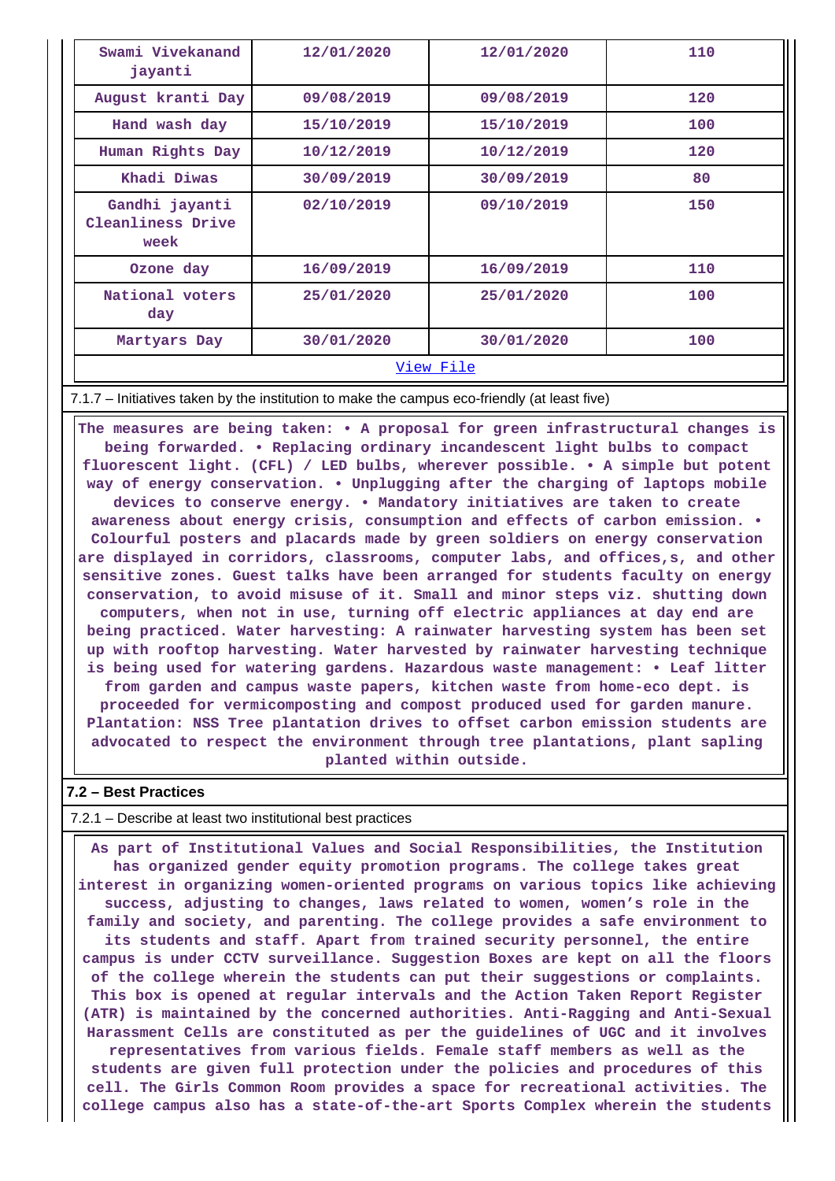| | | | |
|---|---|---|---|
| Swami Vivekanand jayanti | 12/01/2020 | 12/01/2020 | 110 |
| August kranti Day | 09/08/2019 | 09/08/2019 | 120 |
| Hand wash day | 15/10/2019 | 15/10/2019 | 100 |
| Human Rights Day | 10/12/2019 | 10/12/2019 | 120 |
| Khadi Diwas | 30/09/2019 | 30/09/2019 | 80 |
| Gandhi jayanti Cleanliness Drive week | 02/10/2019 | 09/10/2019 | 150 |
| Ozone day | 16/09/2019 | 16/09/2019 | 110 |
| National voters day | 25/01/2020 | 25/01/2020 | 100 |
| Martyars Day | 30/01/2020 | 30/01/2020 | 100 |

View File

7.1.7 – Initiatives taken by the institution to make the campus eco-friendly (at least five)

The measures are being taken: • A proposal for green infrastructural changes is being forwarded. • Replacing ordinary incandescent light bulbs to compact fluorescent light. (CFL) / LED bulbs, wherever possible. • A simple but potent way of energy conservation. • Unplugging after the charging of laptops mobile devices to conserve energy. • Mandatory initiatives are taken to create awareness about energy crisis, consumption and effects of carbon emission. • Colourful posters and placards made by green soldiers on energy conservation are displayed in corridors, classrooms, computer labs, and offices,s, and other sensitive zones. Guest talks have been arranged for students faculty on energy conservation, to avoid misuse of it. Small and minor steps viz. shutting down computers, when not in use, turning off electric appliances at day end are being practiced. Water harvesting: A rainwater harvesting system has been set up with rooftop harvesting. Water harvested by rainwater harvesting technique is being used for watering gardens. Hazardous waste management: • Leaf litter from garden and campus waste papers, kitchen waste from home-eco dept. is proceeded for vermicomposting and compost produced used for garden manure. Plantation: NSS Tree plantation drives to offset carbon emission students are advocated to respect the environment through tree plantations, plant sapling planted within outside.

## 7.2 – Best Practices

7.2.1 – Describe at least two institutional best practices

As part of Institutional Values and Social Responsibilities, the Institution has organized gender equity promotion programs. The college takes great interest in organizing women-oriented programs on various topics like achieving success, adjusting to changes, laws related to women, women's role in the family and society, and parenting. The college provides a safe environment to its students and staff. Apart from trained security personnel, the entire campus is under CCTV surveillance. Suggestion Boxes are kept on all the floors of the college wherein the students can put their suggestions or complaints. This box is opened at regular intervals and the Action Taken Report Register (ATR) is maintained by the concerned authorities. Anti-Ragging and Anti-Sexual Harassment Cells are constituted as per the guidelines of UGC and it involves representatives from various fields. Female staff members as well as the students are given full protection under the policies and procedures of this cell. The Girls Common Room provides a space for recreational activities. The college campus also has a state-of-the-art Sports Complex wherein the students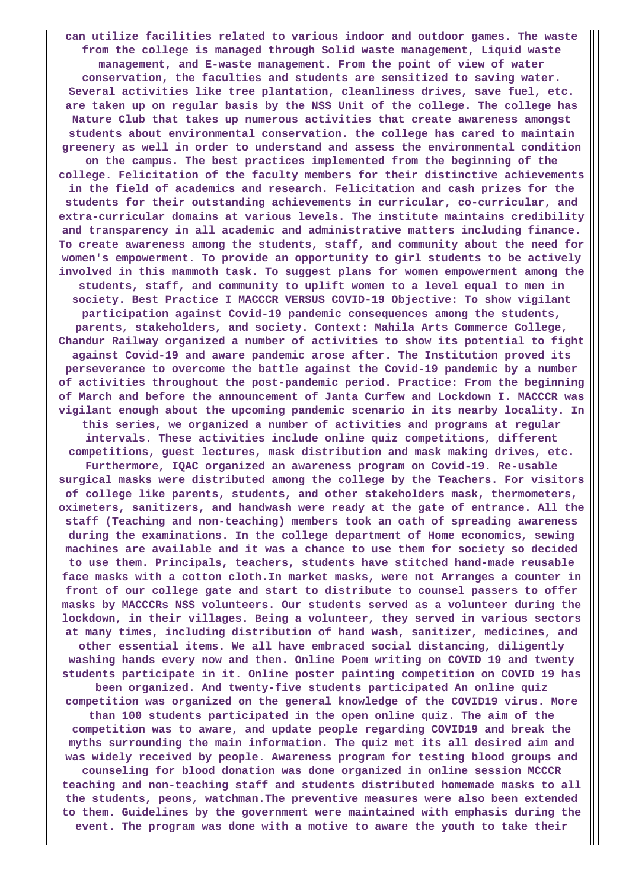**can utilize facilities related to various indoor and outdoor games. The waste from the college is managed through Solid waste management, Liquid waste management, and E-waste management. From the point of view of water conservation, the faculties and students are sensitized to saving water. Several activities like tree plantation, cleanliness drives, save fuel, etc. are taken up on regular basis by the NSS Unit of the college. The college has Nature Club that takes up numerous activities that create awareness amongst students about environmental conservation. the college has cared to maintain greenery as well in order to understand and assess the environmental condition on the campus. The best practices implemented from the beginning of the college. Felicitation of the faculty members for their distinctive achievements in the field of academics and research. Felicitation and cash prizes for the students for their outstanding achievements in curricular, co-curricular, and extra-curricular domains at various levels. The institute maintains credibility and transparency in all academic and administrative matters including finance. To create awareness among the students, staff, and community about the need for women's empowerment. To provide an opportunity to girl students to be actively involved in this mammoth task. To suggest plans for women empowerment among the students, staff, and community to uplift women to a level equal to men in society. Best Practice I MACCCR VERSUS COVID-19 Objective: To show vigilant participation against Covid-19 pandemic consequences among the students, parents, stakeholders, and society. Context: Mahila Arts Commerce College, Chandur Railway organized a number of activities to show its potential to fight against Covid-19 and aware pandemic arose after. The Institution proved its perseverance to overcome the battle against the Covid-19 pandemic by a number of activities throughout the post-pandemic period. Practice: From the beginning of March and before the announcement of Janta Curfew and Lockdown I. MACCCR was vigilant enough about the upcoming pandemic scenario in its nearby locality. In this series, we organized a number of activities and programs at regular intervals. These activities include online quiz competitions, different competitions, guest lectures, mask distribution and mask making drives, etc. Furthermore, IQAC organized an awareness program on Covid-19. Re-usable surgical masks were distributed among the college by the Teachers. For visitors of college like parents, students, and other stakeholders mask, thermometers, oximeters, sanitizers, and handwash were ready at the gate of entrance. All the staff (Teaching and non-teaching) members took an oath of spreading awareness during the examinations. In the college department of Home economics, sewing machines are available and it was a chance to use them for society so decided to use them. Principals, teachers, students have stitched hand-made reusable face masks with a cotton cloth.In market masks, were not Arranges a counter in front of our college gate and start to distribute to counsel passers to offer masks by MACCCRs NSS volunteers. Our students served as a volunteer during the lockdown, in their villages. Being a volunteer, they served in various sectors at many times, including distribution of hand wash, sanitizer, medicines, and other essential items. We all have embraced social distancing, diligently washing hands every now and then. Online Poem writing on COVID 19 and twenty students participate in it. Online poster painting competition on COVID 19 has been organized. And twenty-five students participated An online quiz competition was organized on the general knowledge of the COVID19 virus. More than 100 students participated in the open online quiz. The aim of the competition was to aware, and update people regarding COVID19 and break the myths surrounding the main information. The quiz met its all desired aim and was widely received by people. Awareness program for testing blood groups and counseling for blood donation was done organized in online session MCCCR teaching and non-teaching staff and students distributed homemade masks to all the students, peons, watchman.The preventive measures were also been extended to them. Guidelines by the government were maintained with emphasis during the event. The program was done with a motive to aware the youth to take their**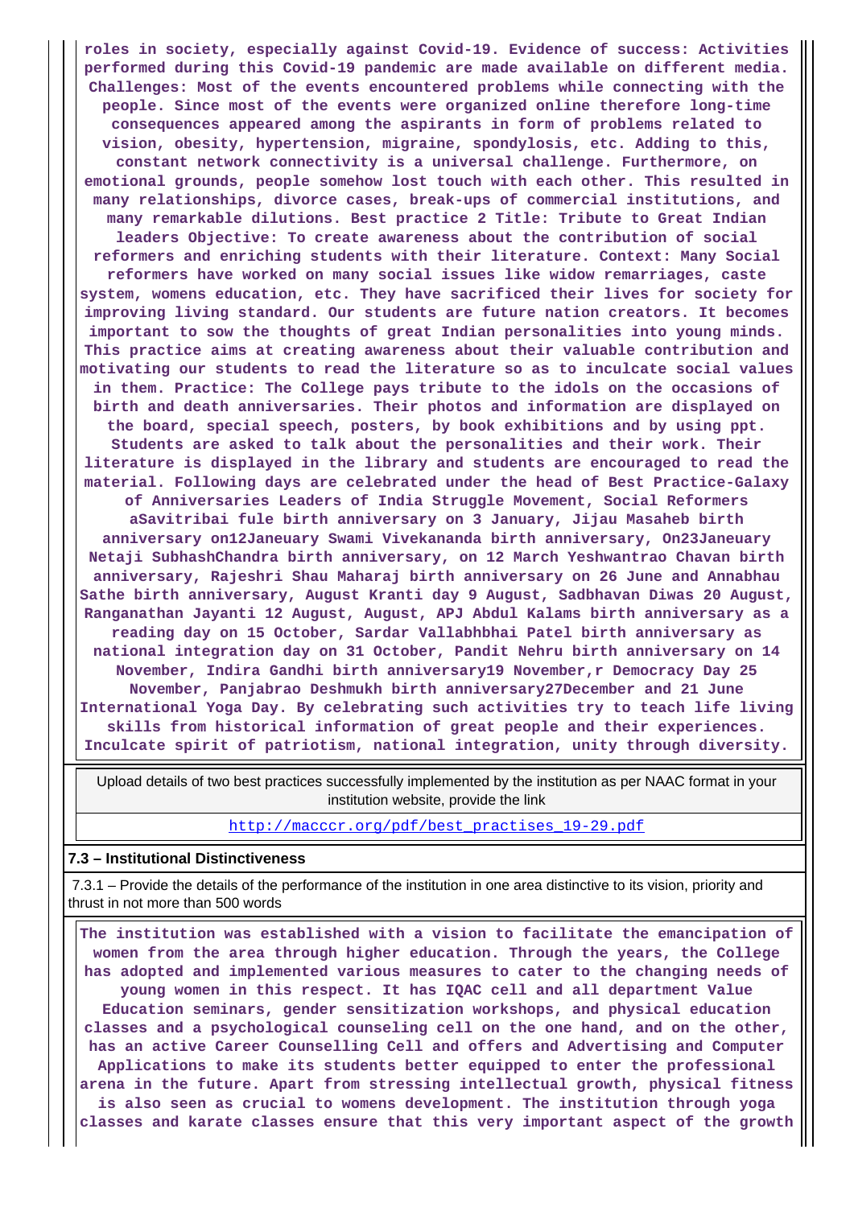roles in society, especially against Covid-19. Evidence of success: Activities performed during this Covid-19 pandemic are made available on different media. Challenges: Most of the events encountered problems while connecting with the people. Since most of the events were organized online therefore long-time consequences appeared among the aspirants in form of problems related to vision, obesity, hypertension, migraine, spondylosis, etc. Adding to this, constant network connectivity is a universal challenge. Furthermore, on emotional grounds, people somehow lost touch with each other. This resulted in many relationships, divorce cases, break-ups of commercial institutions, and many remarkable dilutions. Best practice 2 Title: Tribute to Great Indian leaders Objective: To create awareness about the contribution of social reformers and enriching students with their literature. Context: Many Social reformers have worked on many social issues like widow remarriages, caste system, womens education, etc. They have sacrificed their lives for society for improving living standard. Our students are future nation creators. It becomes important to sow the thoughts of great Indian personalities into young minds. This practice aims at creating awareness about their valuable contribution and motivating our students to read the literature so as to inculcate social values in them. Practice: The College pays tribute to the idols on the occasions of birth and death anniversaries. Their photos and information are displayed on the board, special speech, posters, by book exhibitions and by using ppt. Students are asked to talk about the personalities and their work. Their literature is displayed in the library and students are encouraged to read the material. Following days are celebrated under the head of Best Practice-Galaxy of Anniversaries Leaders of India Struggle Movement, Social Reformers aSavitribai fule birth anniversary on 3 January, Jijau Masaheb birth anniversary on12Janeuary Swami Vivekananda birth anniversary, On23Janeuary Netaji SubhashChandra birth anniversary, on 12 March Yeshwantrao Chavan birth anniversary, Rajeshri Shau Maharaj birth anniversary on 26 June and Annabhau Sathe birth anniversary, August Kranti day 9 August, Sadbhavan Diwas 20 August, Ranganathan Jayanti 12 August, August, APJ Abdul Kalams birth anniversary as a reading day on 15 October, Sardar Vallabhbhai Patel birth anniversary as national integration day on 31 October, Pandit Nehru birth anniversary on 14 November, Indira Gandhi birth anniversary19 November,r Democracy Day 25 November, Panjabrao Deshmukh birth anniversary27December and 21 June International Yoga Day. By celebrating such activities try to teach life living skills from historical information of great people and their experiences. Inculcate spirit of patriotism, national integration, unity through diversity.

| Upload details of two best practices successfully implemented by the institution as per NAAC format in your institution website, provide the link |
|---|
| http://macccr.org/pdf/best_practises_19-29.pdf |

**7.3 – Institutional Distinctiveness**

7.3.1 – Provide the details of the performance of the institution in one area distinctive to its vision, priority and thrust in not more than 500 words

The institution was established with a vision to facilitate the emancipation of women from the area through higher education. Through the years, the College has adopted and implemented various measures to cater to the changing needs of young women in this respect. It has IQAC cell and all department Value Education seminars, gender sensitization workshops, and physical education classes and a psychological counseling cell on the one hand, and on the other, has an active Career Counselling Cell and offers and Advertising and Computer Applications to make its students better equipped to enter the professional arena in the future. Apart from stressing intellectual growth, physical fitness is also seen as crucial to womens development. The institution through yoga classes and karate classes ensure that this very important aspect of the growth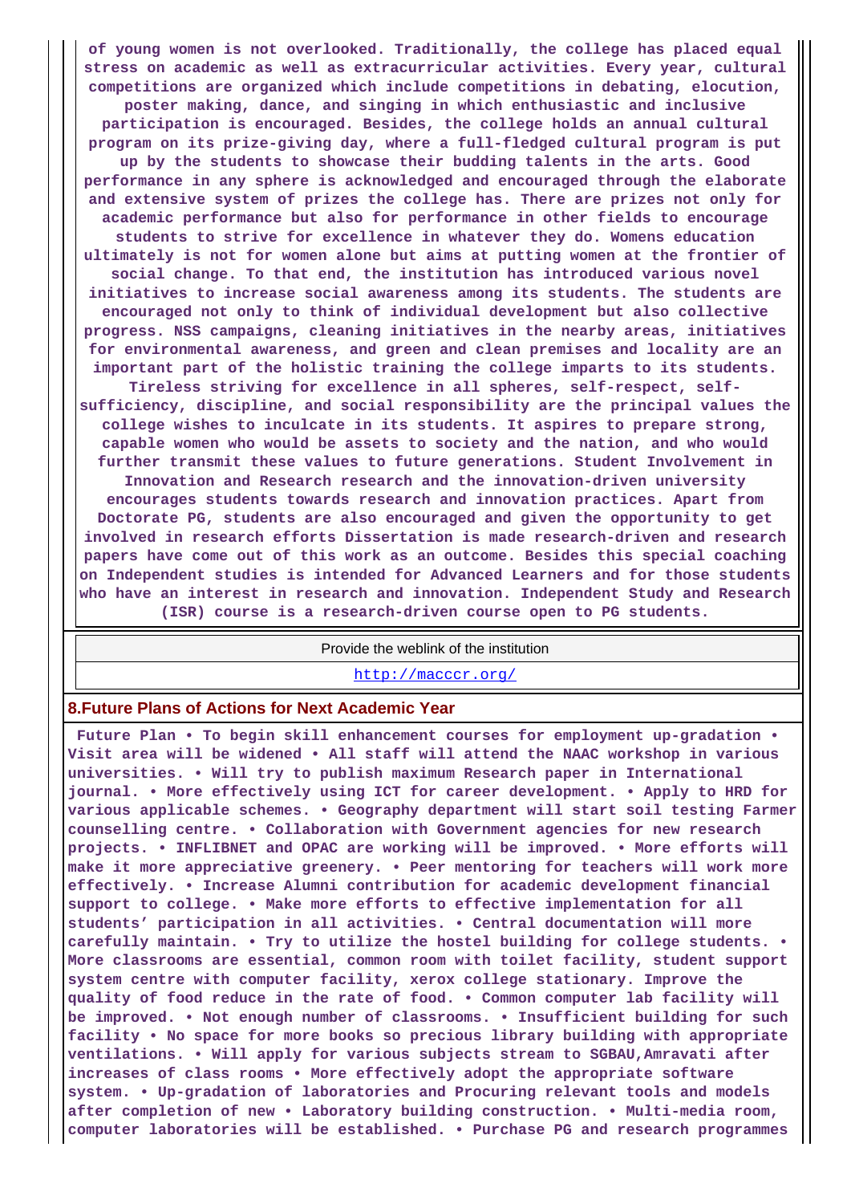**of young women is not overlooked. Traditionally, the college has placed equal stress on academic as well as extracurricular activities. Every year, cultural competitions are organized which include competitions in debating, elocution, poster making, dance, and singing in which enthusiastic and inclusive participation is encouraged. Besides, the college holds an annual cultural program on its prize-giving day, where a full-fledged cultural program is put up by the students to showcase their budding talents in the arts. Good performance in any sphere is acknowledged and encouraged through the elaborate and extensive system of prizes the college has. There are prizes not only for academic performance but also for performance in other fields to encourage students to strive for excellence in whatever they do. Womens education ultimately is not for women alone but aims at putting women at the frontier of social change. To that end, the institution has introduced various novel initiatives to increase social awareness among its students. The students are encouraged not only to think of individual development but also collective progress. NSS campaigns, cleaning initiatives in the nearby areas, initiatives for environmental awareness, and green and clean premises and locality are an important part of the holistic training the college imparts to its students. Tireless striving for excellence in all spheres, self-respect, self-sufficiency, discipline, and social responsibility are the principal values the college wishes to inculcate in its students. It aspires to prepare strong, capable women who would be assets to society and the nation, and who would further transmit these values to future generations. Student Involvement in Innovation and Research research and the innovation-driven university encourages students towards research and innovation practices. Apart from Doctorate PG, students are also encouraged and given the opportunity to get involved in research efforts Dissertation is made research-driven and research papers have come out of this work as an outcome. Besides this special coaching on Independent studies is intended for Advanced Learners and for those students who have an interest in research and innovation. Independent Study and Research (ISR) course is a research-driven course open to PG students.**

| Provide the weblink of the institution |
|---|
| http://macccr.org/ |

## 8.Future Plans of Actions for Next Academic Year

**Future Plan • To begin skill enhancement courses for employment up-gradation • Visit area will be widened • All staff will attend the NAAC workshop in various universities. • Will try to publish maximum Research paper in International journal. • More effectively using ICT for career development. • Apply to HRD for various applicable schemes. • Geography department will start soil testing Farmer counselling centre. • Collaboration with Government agencies for new research projects. • INFLIBNET and OPAC are working will be improved. • More efforts will make it more appreciative greenery. • Peer mentoring for teachers will work more effectively. • Increase Alumni contribution for academic development financial support to college. • Make more efforts to effective implementation for all students' participation in all activities. • Central documentation will more carefully maintain. • Try to utilize the hostel building for college students. • More classrooms are essential, common room with toilet facility, student support system centre with computer facility, xerox college stationary. Improve the quality of food reduce in the rate of food. • Common computer lab facility will be improved. • Not enough number of classrooms. • Insufficient building for such facility • No space for more books so precious library building with appropriate ventilations. • Will apply for various subjects stream to SGBAU,Amravati after increases of class rooms • More effectively adopt the appropriate software system. • Up-gradation of laboratories and Procuring relevant tools and models after completion of new • Laboratory building construction. • Multi-media room, computer laboratories will be established. • Purchase PG and research programmes**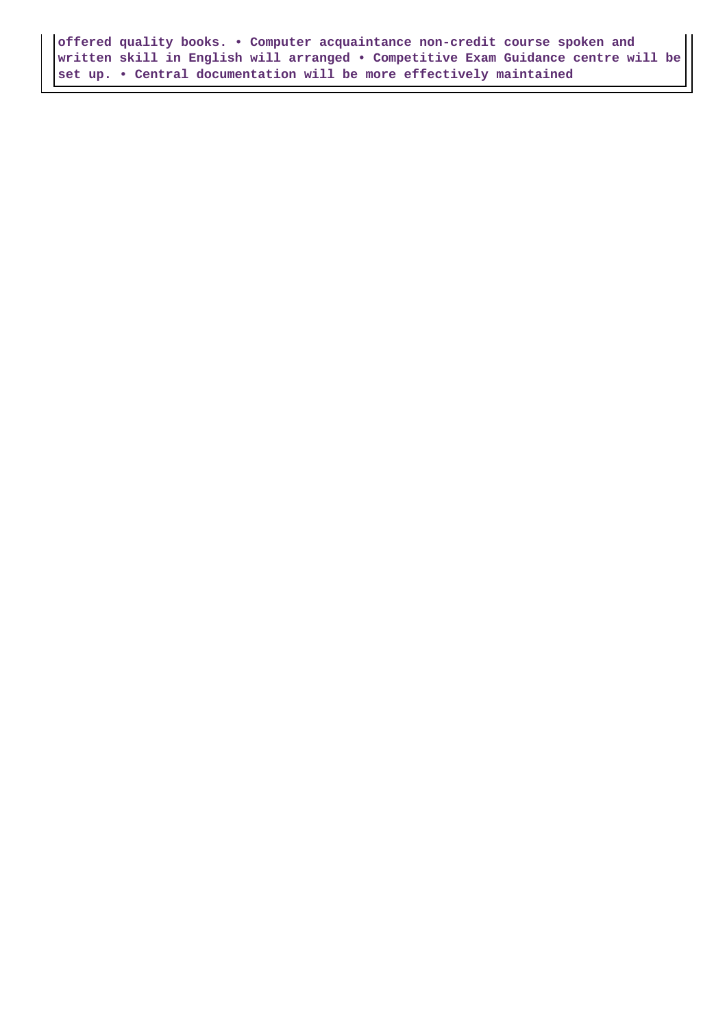**offered quality books. • Computer acquaintance non-credit course spoken and written skill in English will arranged • Competitive Exam Guidance centre will be set up. • Central documentation will be more effectively maintained**